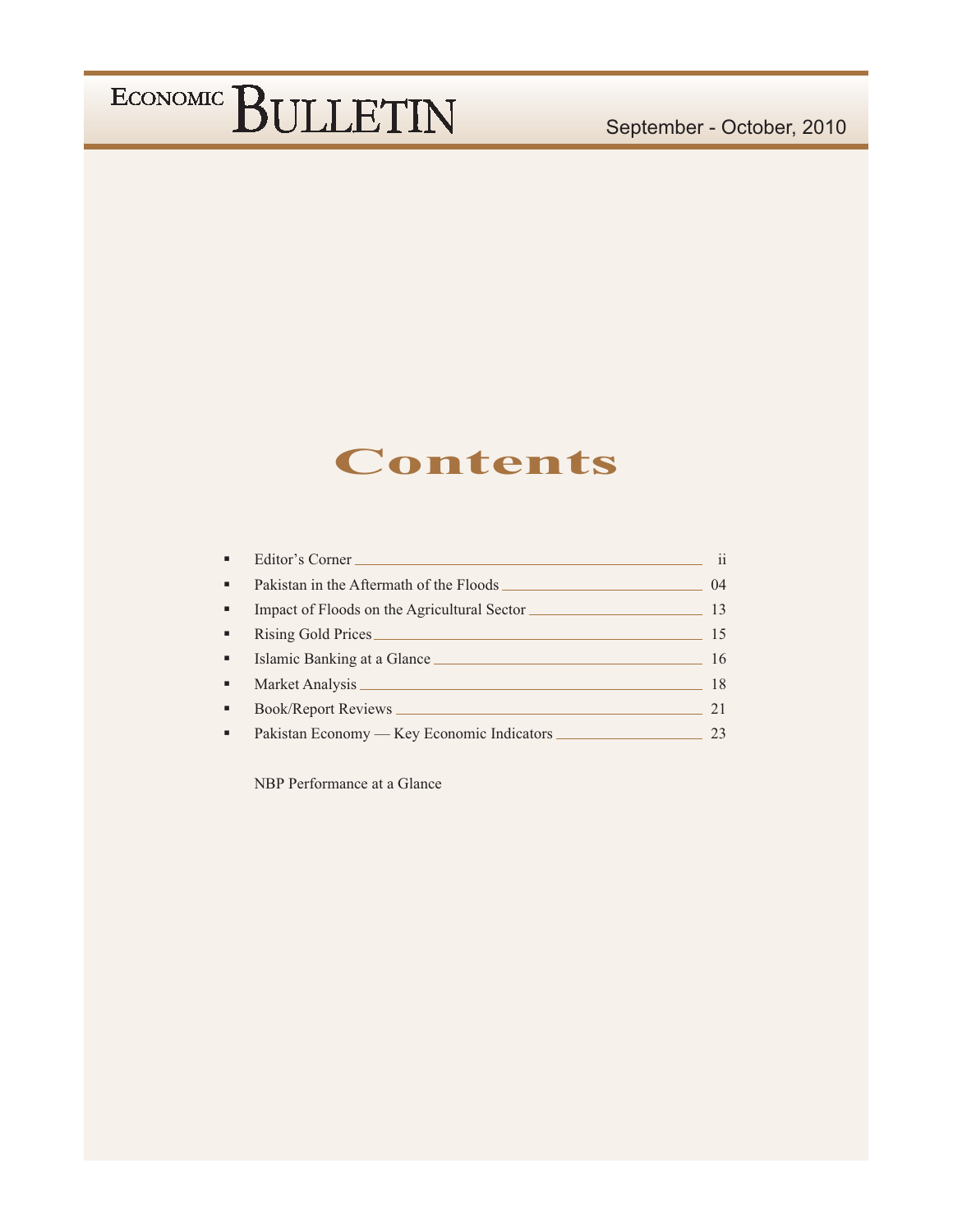# ECONOMIC BULLETIN

September - October, 2010

## Contents

- Editor's Corner ii
- Pakistan in the Aftermath of the Floods 04
- Impact of Floods on the Agricultural Sector 13
- Rising Gold Prices 15
- Islamic Banking at a Glance 16
- Market Analysis 18
- Book/Report Reviews 21
- Pakistan Economy — Key Economic Indicators 23

NBP Performance at a Glance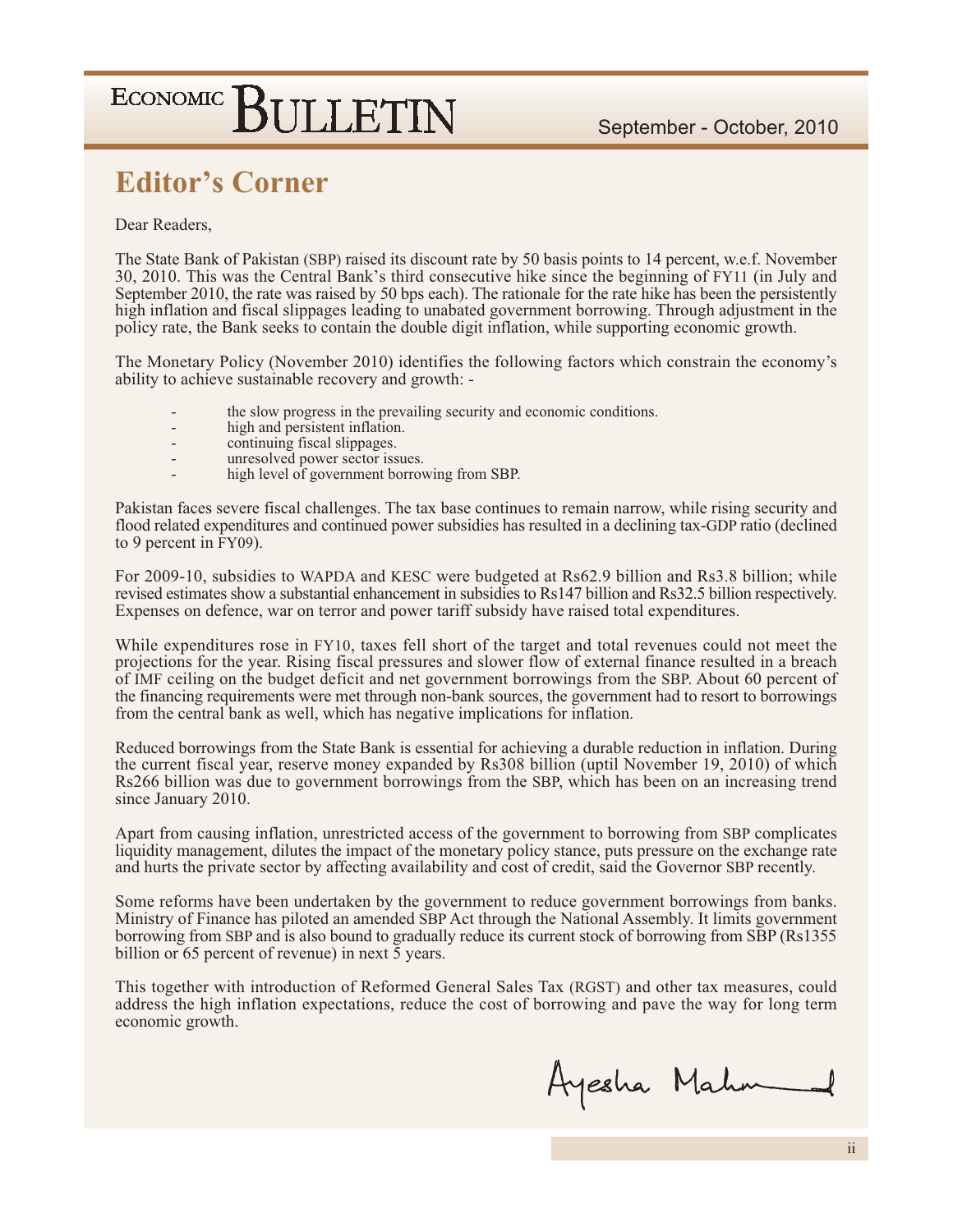# Editor's Corner

Dear Readers,

The State Bank of Pakistan (SBP) raised its discount rate by 50 basis points to 14 percent, w.e.f. November 30, 2010. This was the Central Bank's third consecutive hike since the beginning of FY11 (in July and September 2010, the rate was raised by 50 bps each). The rationale for the rate hike has been the persistently high inflation and fiscal slippages leading to unabated government borrowing. Through adjustment in the policy rate, the Bank seeks to contain the double digit inflation, while supporting economic growth.

The Monetary Policy (November 2010) identifies the following factors which constrain the economy's ability to achieve sustainable recovery and growth: -

- the slow progress in the prevailing security and economic conditions.
- high and persistent inflation.
- continuing fiscal slippages.
- unresolved power sector issues.
- high level of government borrowing from SBP.

Pakistan faces severe fiscal challenges. The tax base continues to remain narrow, while rising security and flood related expenditures and continued power subsidies has resulted in a declining tax-GDP ratio (declined to 9 percent in FY09).

For 2009-10, subsidies to WAPDA and KESC were budgeted at Rs62.9 billion and Rs3.8 billion; while revised estimates show a substantial enhancement in subsidies to Rs147 billion and Rs32.5 billion respectively. Expenses on defence, war on terror and power tariff subsidy have raised total expenditures.

While expenditures rose in FY10, taxes fell short of the target and total revenues could not meet the projections for the year. Rising fiscal pressures and slower flow of external finance resulted in a breach of IMF ceiling on the budget deficit and net government borrowings from the SBP. About 60 percent of the financing requirements were met through non-bank sources, the government had to resort to borrowings from the central bank as well, which has negative implications for inflation.

Reduced borrowings from the State Bank is essential for achieving a durable reduction in inflation. During the current fiscal year, reserve money expanded by Rs308 billion (uptil November 19, 2010) of which Rs266 billion was due to government borrowings from the SBP, which has been on an increasing trend since January 2010.

Apart from causing inflation, unrestricted access of the government to borrowing from SBP complicates liquidity management, dilutes the impact of the monetary policy stance, puts pressure on the exchange rate and hurts the private sector by affecting availability and cost of credit, said the Governor SBP recently.

Some reforms have been undertaken by the government to reduce government borrowings from banks. Ministry of Finance has piloted an amended SBP Act through the National Assembly. It limits government borrowing from SBP and is also bound to gradually reduce its current stock of borrowing from SBP (Rs1355 billion or 65 percent of revenue) in next 5 years.

This together with introduction of Reformed General Sales Tax (RGST) and other tax measures, could address the high inflation expectations, reduce the cost of borrowing and pave the way for long term economic growth.

Ayesha Mahmud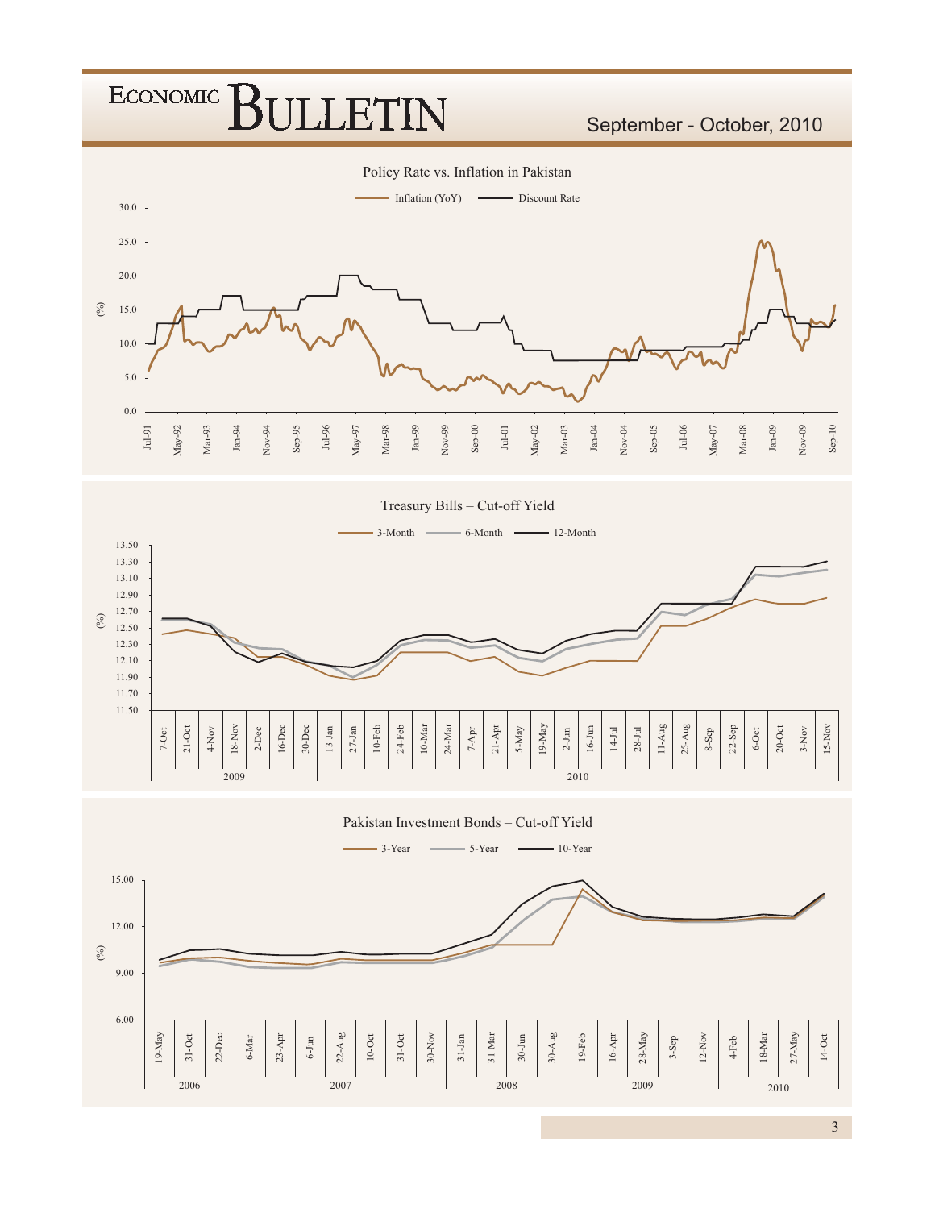Policy Rate vs. Inflation in Pakistan

Inflation (YoY) — Discount Rate

(%)

Treasury Bills – Cut-off Yield

3-Month — 6-Month — 12-Month

(%)

Pakistan Investment Bonds – Cut-off Yield

3-Year — 5-Year — 10-Year

(%)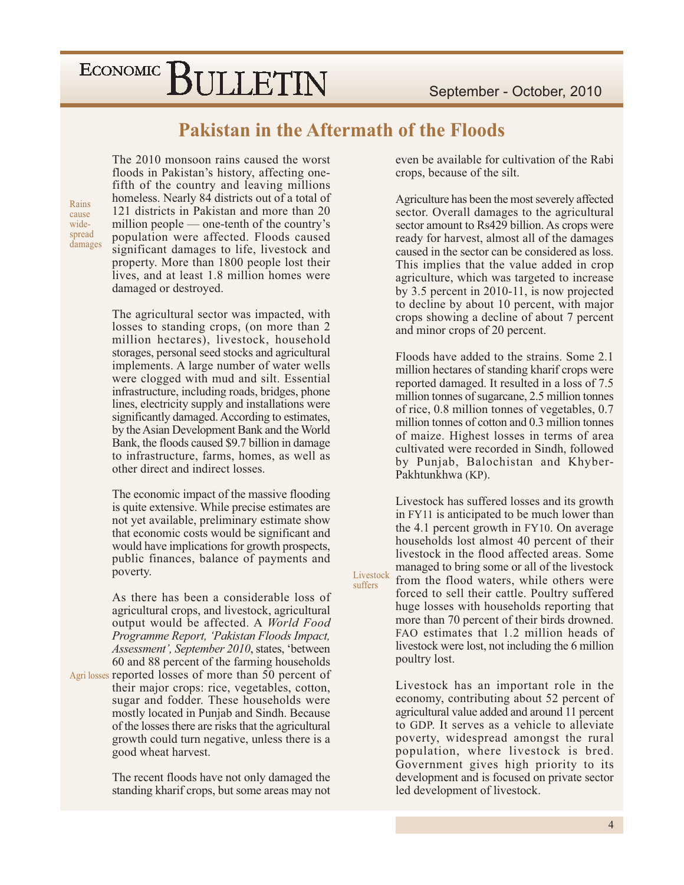# Pakistan in the Aftermath of the Floods

Rains cause wide-spread damages

The 2010 monsoon rains caused the worst floods in Pakistan's history, affecting one-fifth of the country and leaving millions homeless. Nearly 84 districts out of a total of 121 districts in Pakistan and more than 20 million people — one-tenth of the country's population were affected. Floods caused significant damages to life, livestock and property. More than 1800 people lost their lives, and at least 1.8 million homes were damaged or destroyed.

The agricultural sector was impacted, with losses to standing crops, (on more than 2 million hectares), livestock, household storages, personal seed stocks and agricultural implements. A large number of water wells were clogged with mud and silt. Essential infrastructure, including roads, bridges, phone lines, electricity supply and installations were significantly damaged. According to estimates, by the Asian Development Bank and the World Bank, the floods caused $9.7 billion in damage to infrastructure, farms, homes, as well as other direct and indirect losses.

The economic impact of the massive flooding is quite extensive. While precise estimates are not yet available, preliminary estimate show that economic costs would be significant and would have implications for growth prospects, public finances, balance of payments and poverty.

Agri losses

As there has been a considerable loss of agricultural crops, and livestock, agricultural output would be affected. A *World Food Programme Report, 'Pakistan Floods Impact, Assessment', September 2010*, states, 'between 60 and 88 percent of the farming households reported losses of more than 50 percent of their major crops: rice, vegetables, cotton, sugar and fodder. These households were mostly located in Punjab and Sindh. Because of the losses there are risks that the agricultural growth could turn negative, unless there is a good wheat harvest.

The recent floods have not only damaged the standing kharif crops, but some areas may not even be available for cultivation of the Rabi crops, because of the silt.

Agriculture has been the most severely affected sector. Overall damages to the agricultural sector amount to Rs429 billion. As crops were ready for harvest, almost all of the damages caused in the sector can be considered as loss. This implies that the value added in crop agriculture, which was targeted to increase by 3.5 percent in 2010-11, is now projected to decline by about 10 percent, with major crops showing a decline of about 7 percent and minor crops of 20 percent.

Floods have added to the strains. Some 2.1 million hectares of standing kharif crops were reported damaged. It resulted in a loss of 7.5 million tonnes of sugarcane, 2.5 million tonnes of rice, 0.8 million tonnes of vegetables, 0.7 million tonnes of cotton and 0.3 million tonnes of maize. Highest losses in terms of area cultivated were recorded in Sindh, followed by Punjab, Balochistan and Khyber-Pakhtunkhwa (KP).

Livestock suffers

Livestock has suffered losses and its growth in FY11 is anticipated to be much lower than the 4.1 percent growth in FY10. On average households lost almost 40 percent of their livestock in the flood affected areas. Some managed to bring some or all of the livestock from the flood waters, while others were forced to sell their cattle. Poultry suffered huge losses with households reporting that more than 70 percent of their birds drowned. FAO estimates that 1.2 million heads of livestock were lost, not including the 6 million poultry lost.

Livestock has an important role in the economy, contributing about 52 percent of agricultural value added and around 11 percent to GDP. It serves as a vehicle to alleviate poverty, widespread amongst the rural population, where livestock is bred. Government gives high priority to its development and is focused on private sector led development of livestock.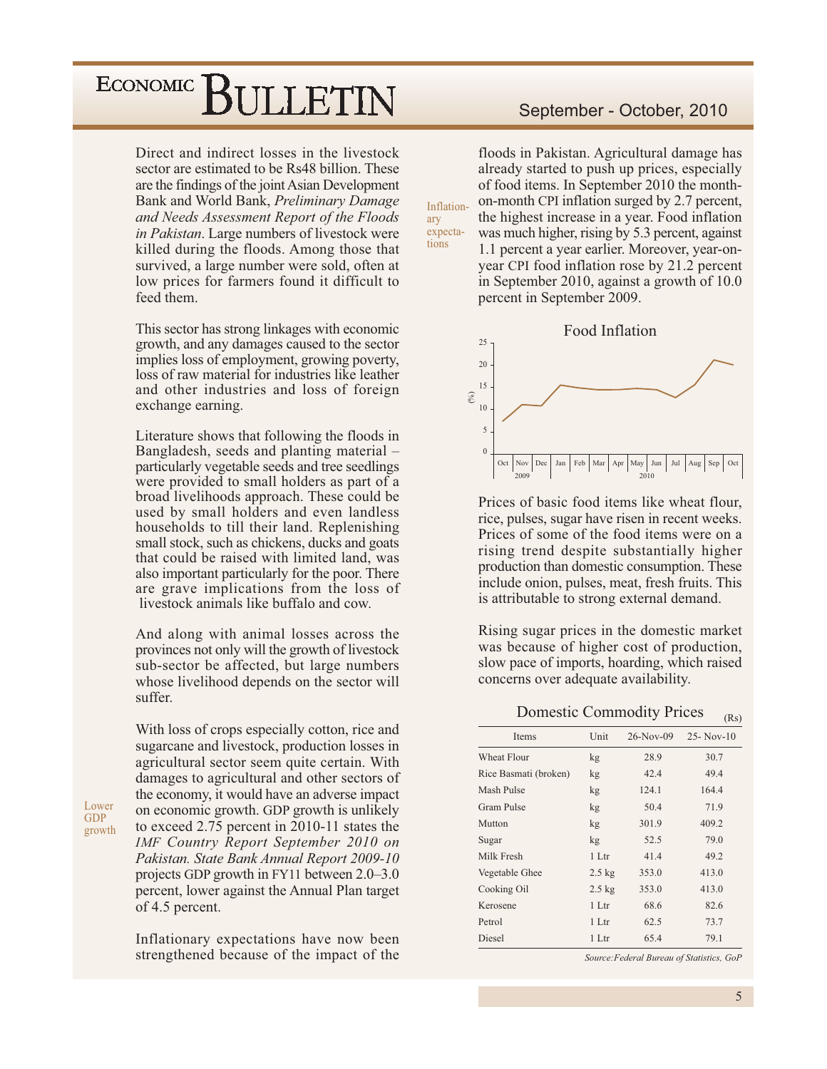Direct and indirect losses in the livestock sector are estimated to be Rs48 billion. These are the findings of the joint Asian Development Bank and World Bank, *Preliminary Damage and Needs Assessment Report of the Floods in Pakistan*. Large numbers of livestock were killed during the floods. Among those that survived, a large number were sold, often at low prices for farmers found it difficult to feed them.

This sector has strong linkages with economic growth, and any damages caused to the sector implies loss of employment, growing poverty, loss of raw material for industries like leather and other industries and loss of foreign exchange earning.

Literature shows that following the floods in Bangladesh, seeds and planting material – particularly vegetable seeds and tree seedlings were provided to small holders as part of a broad livelihoods approach. These could be used by small holders and even landless households to till their land. Replenishing small stock, such as chickens, ducks and goats that could be raised with limited land, was also important particularly for the poor. There are grave implications from the loss of livestock animals like buffalo and cow.

And along with animal losses across the provinces not only will the growth of livestock sub-sector be affected, but large numbers whose livelihood depends on the sector will suffer.

Lower GDP growth

With loss of crops especially cotton, rice and sugarcane and livestock, production losses in agricultural sector seem quite certain. With damages to agricultural and other sectors of the economy, it would have an adverse impact on economic growth. GDP growth is unlikely to exceed 2.75 percent in 2010-11 states the *IMF Country Report September 2010 on Pakistan. State Bank Annual Report 2009-10* projects GDP growth in FY11 between 2.0–3.0 percent, lower against the Annual Plan target of 4.5 percent.

Inflationary expectations

Inflationary expectations have now been strengthened because of the impact of the floods in Pakistan. Agricultural damage has already started to push up prices, especially of food items. In September 2010 the month-on-month CPI inflation surged by 2.7 percent, the highest increase in a year. Food inflation was much higher, rising by 5.3 percent, against 1.1 percent a year earlier. Moreover, year-on-year CPI food inflation rose by 21.2 percent in September 2010, against a growth of 10.0 percent in September 2009.

Food Inflation

Prices of basic food items like wheat flour, rice, pulses, sugar have risen in recent weeks. Prices of some of the food items were on a rising trend despite substantially higher production than domestic consumption. These include onion, pulses, meat, fresh fruits. This is attributable to strong external demand.

Rising sugar prices in the domestic market was because of higher cost of production, slow pace of imports, hoarding, which raised concerns over adequate availability.

Domestic Commodity Prices (Rs)

| Items | Unit | 26-Nov-09 | 25- Nov-10 |
|---|---|---|---|
| Wheat Flour | kg | 28.9 | 30.7 |
| Rice Basmati (broken) | kg | 42.4 | 49.4 |
| Mash Pulse | kg | 124.1 | 164.4 |
| Gram Pulse | kg | 50.4 | 71.9 |
| Mutton | kg | 301.9 | 409.2 |
| Sugar | kg | 52.5 | 79.0 |
| Milk Fresh | 1 Ltr | 41.4 | 49.2 |
| Vegetable Ghee | 2.5 kg | 353.0 | 413.0 |
| Cooking Oil | 2.5 kg | 353.0 | 413.0 |
| Kerosene | 1 Ltr | 68.6 | 82.6 |
| Petrol | 1 Ltr | 62.5 | 73.7 |
| Diesel | 1 Ltr | 65.4 | 79.1 |

*Source: Federal Bureau of Statistics, GoP*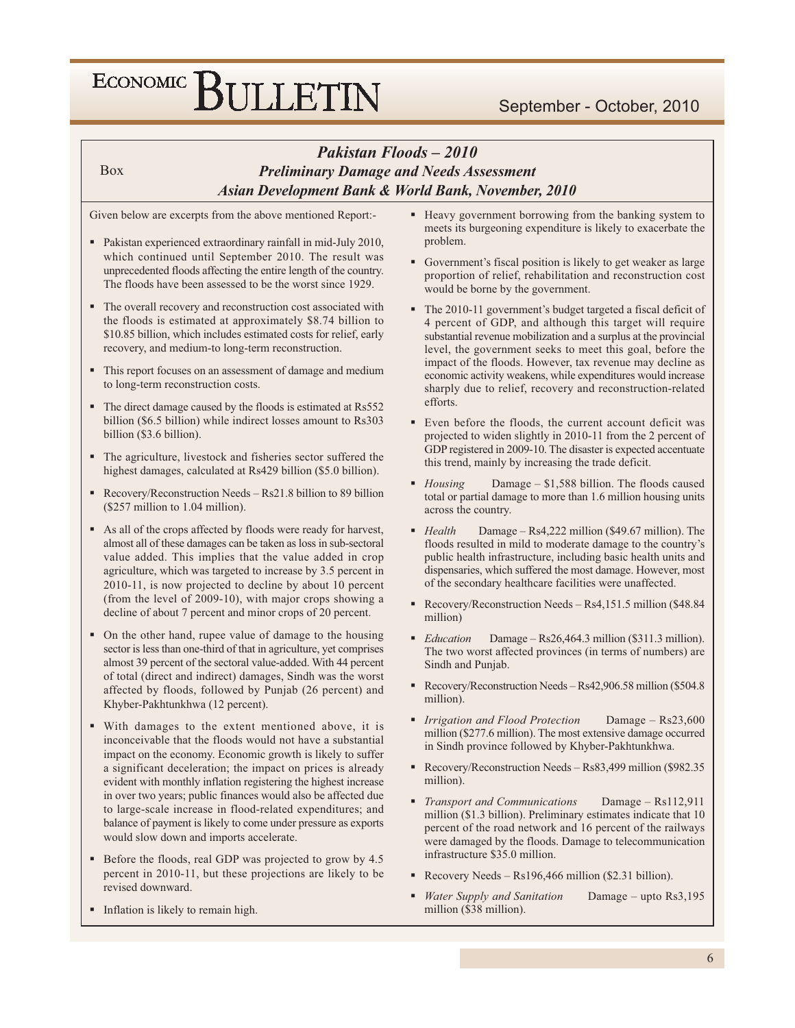Box

## *Pakistan Floods – 2010*
### *Preliminary Damage and Needs Assessment*
### *Asian Development Bank & World Bank, November, 2010*

Given below are excerpts from the above mentioned Report:-

- Pakistan experienced extraordinary rainfall in mid-July 2010, which continued until September 2010. The result was unprecedented floods affecting the entire length of the country. The floods have been assessed to be the worst since 1929.
- The overall recovery and reconstruction cost associated with the floods is estimated at approximately $8.74 billion to $10.85 billion, which includes estimated costs for relief, early recovery, and medium-to long-term reconstruction.
- This report focuses on an assessment of damage and medium to long-term reconstruction costs.
- The direct damage caused by the floods is estimated at Rs552 billion ($6.5 billion) while indirect losses amount to Rs303 billion ($3.6 billion).
- The agriculture, livestock and fisheries sector suffered the highest damages, calculated at Rs429 billion ($5.0 billion).
- Recovery/Reconstruction Needs – Rs21.8 billion to 89 billion ($257 million to 1.04 million).
- As all of the crops affected by floods were ready for harvest, almost all of these damages can be taken as loss in sub-sectoral value added. This implies that the value added in crop agriculture, which was targeted to increase by 3.5 percent in 2010-11, is now projected to decline by about 10 percent (from the level of 2009-10), with major crops showing a decline of about 7 percent and minor crops of 20 percent.
- On the other hand, rupee value of damage to the housing sector is less than one-third of that in agriculture, yet comprises almost 39 percent of the sectoral value-added. With 44 percent of total (direct and indirect) damages, Sindh was the worst affected by floods, followed by Punjab (26 percent) and Khyber-Pakhtunkhwa (12 percent).
- With damages to the extent mentioned above, it is inconceivable that the floods would not have a substantial impact on the economy. Economic growth is likely to suffer a significant deceleration; the impact on prices is already evident with monthly inflation registering the highest increase in over two years; public finances would also be affected due to large-scale increase in flood-related expenditures; and balance of payment is likely to come under pressure as exports would slow down and imports accelerate.
- Before the floods, real GDP was projected to grow by 4.5 percent in 2010-11, but these projections are likely to be revised downward.
- Inflation is likely to remain high.
- Heavy government borrowing from the banking system to meets its burgeoning expenditure is likely to exacerbate the problem.
- Government's fiscal position is likely to get weaker as large proportion of relief, rehabilitation and reconstruction cost would be borne by the government.
- The 2010-11 government's budget targeted a fiscal deficit of 4 percent of GDP, and although this target will require substantial revenue mobilization and a surplus at the provincial level, the government seeks to meet this goal, before the impact of the floods. However, tax revenue may decline as economic activity weakens, while expenditures would increase sharply due to relief, recovery and reconstruction-related efforts.
- Even before the floods, the current account deficit was projected to widen slightly in 2010-11 from the 2 percent of GDP registered in 2009-10. The disaster is expected accentuate this trend, mainly by increasing the trade deficit.
- *Housing* Damage – $1,588 billion. The floods caused total or partial damage to more than 1.6 million housing units across the country.
- *Health* Damage – Rs4,222 million ($49.67 million). The floods resulted in mild to moderate damage to the country's public health infrastructure, including basic health units and dispensaries, which suffered the most damage. However, most of the secondary healthcare facilities were unaffected.
- Recovery/Reconstruction Needs – Rs4,151.5 million ($48.84 million)
- *Education* Damage – Rs26,464.3 million ($311.3 million). The two worst affected provinces (in terms of numbers) are Sindh and Punjab.
- Recovery/Reconstruction Needs – Rs42,906.58 million ($504.8 million).
- *Irrigation and Flood Protection* Damage – Rs23,600 million ($277.6 million). The most extensive damage occurred in Sindh province followed by Khyber-Pakhtunkhwa.
- Recovery/Reconstruction Needs – Rs83,499 million ($982.35 million).
- *Transport and Communications* Damage – Rs112,911 million ($1.3 billion). Preliminary estimates indicate that 10 percent of the road network and 16 percent of the railways were damaged by the floods. Damage to telecommunication infrastructure $35.0 million.
- Recovery Needs – Rs196,466 million ($2.31 billion).
- *Water Supply and Sanitation* Damage – upto Rs3,195 million ($38 million).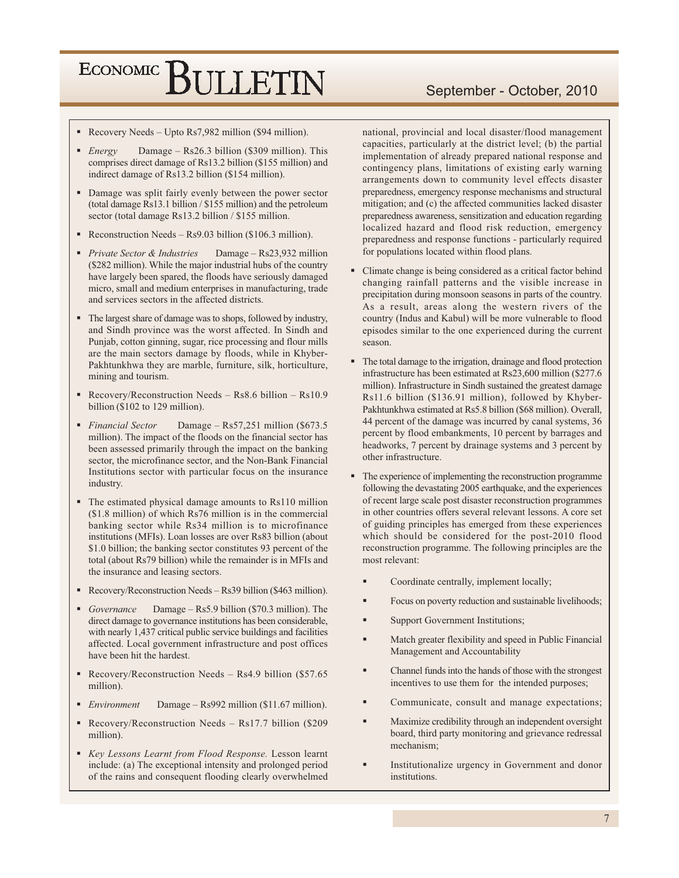- Recovery Needs – Upto Rs7,982 million ($94 million).
- *Energy* Damage – Rs26.3 billion ($309 million). This comprises direct damage of Rs13.2 billion ($155 million) and indirect damage of Rs13.2 billion ($154 million).
- Damage was split fairly evenly between the power sector (total damage Rs13.1 billion / $155 million) and the petroleum sector (total damage Rs13.2 billion / $155 million.
- Reconstruction Needs – Rs9.03 billion ($106.3 million).
- *Private Sector & Industries* Damage – Rs23,932 million ($282 million). While the major industrial hubs of the country have largely been spared, the floods have seriously damaged micro, small and medium enterprises in manufacturing, trade and services sectors in the affected districts.
- The largest share of damage was to shops, followed by industry, and Sindh province was the worst affected. In Sindh and Punjab, cotton ginning, sugar, rice processing and flour mills are the main sectors damage by floods, while in Khyber-Pakhtunkhwa they are marble, furniture, silk, horticulture, mining and tourism.
- Recovery/Reconstruction Needs – Rs8.6 billion – Rs10.9 billion ($102 to 129 million).
- *Financial Sector* Damage – Rs57,251 million ($673.5 million). The impact of the floods on the financial sector has been assessed primarily through the impact on the banking sector, the microfinance sector, and the Non-Bank Financial Institutions sector with particular focus on the insurance industry.
- The estimated physical damage amounts to Rs110 million ($1.8 million) of which Rs76 million is in the commercial banking sector while Rs34 million is to microfinance institutions (MFIs). Loan losses are over Rs83 billion (about $1.0 billion; the banking sector constitutes 93 percent of the total (about Rs79 billion) while the remainder is in MFIs and the insurance and leasing sectors.
- Recovery/Reconstruction Needs – Rs39 billion ($463 million).
- *Governance* Damage – Rs5.9 billion ($70.3 million). The direct damage to governance institutions has been considerable, with nearly 1,437 critical public service buildings and facilities affected. Local government infrastructure and post offices have been hit the hardest.
- Recovery/Reconstruction Needs – Rs4.9 billion ($57.65 million).
- *Environment* Damage – Rs992 million ($11.67 million).
- Recovery/Reconstruction Needs – Rs17.7 billion ($209 million).
- *Key Lessons Learnt from Flood Response.* Lesson learnt include: (a) The exceptional intensity and prolonged period of the rains and consequent flooding clearly overwhelmed national, provincial and local disaster/flood management capacities, particularly at the district level; (b) the partial implementation of already prepared national response and contingency plans, limitations of existing early warning arrangements down to community level effects disaster preparedness, emergency response mechanisms and structural mitigation; and (c) the affected communities lacked disaster preparedness awareness, sensitization and education regarding localized hazard and flood risk reduction, emergency preparedness and response functions - particularly required for populations located within flood plans.
- Climate change is being considered as a critical factor behind changing rainfall patterns and the visible increase in precipitation during monsoon seasons in parts of the country. As a result, areas along the western rivers of the country (Indus and Kabul) will be more vulnerable to flood episodes similar to the one experienced during the current season.
- The total damage to the irrigation, drainage and flood protection infrastructure has been estimated at Rs23,600 million ($277.6 million). Infrastructure in Sindh sustained the greatest damage Rs11.6 billion ($136.91 million), followed by Khyber-Pakhtunkhwa estimated at Rs5.8 billion ($68 million). Overall, 44 percent of the damage was incurred by canal systems, 36 percent by flood embankments, 10 percent by barrages and headworks, 7 percent by drainage systems and 3 percent by other infrastructure.
- The experience of implementing the reconstruction programme following the devastating 2005 earthquake, and the experiences of recent large scale post disaster reconstruction programmes in other countries offers several relevant lessons. A core set of guiding principles has emerged from these experiences which should be considered for the post-2010 flood reconstruction programme. The following principles are the most relevant:
    - Coordinate centrally, implement locally;
    - Focus on poverty reduction and sustainable livelihoods;
    - Support Government Institutions;
    - Match greater flexibility and speed in Public Financial Management and Accountability
    - Channel funds into the hands of those with the strongest incentives to use them for the intended purposes;
    - Communicate, consult and manage expectations;
    - Maximize credibility through an independent oversight board, third party monitoring and grievance redressal mechanism;
    - Institutionalize urgency in Government and donor institutions.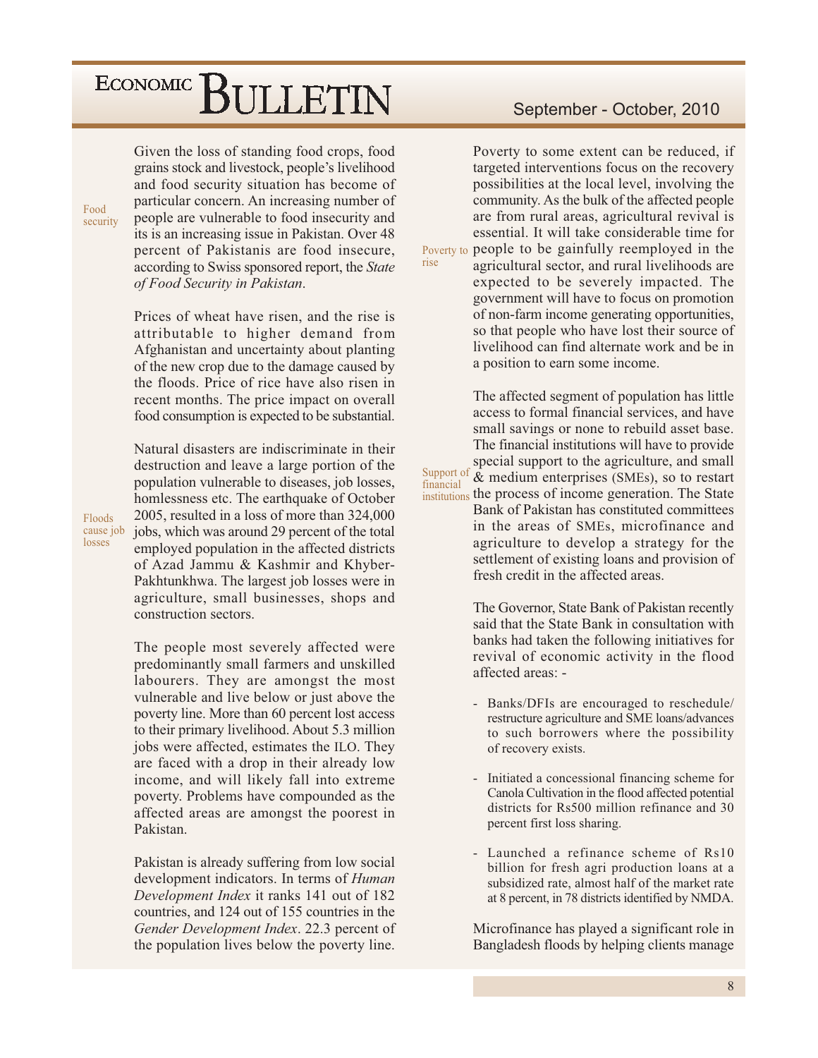Food security

Given the loss of standing food crops, food grains stock and livestock, people's livelihood and food security situation has become of particular concern. An increasing number of people are vulnerable to food insecurity and its is an increasing issue in Pakistan. Over 48 percent of Pakistanis are food insecure, according to Swiss sponsored report, the *State of Food Security in Pakistan*.

Prices of wheat have risen, and the rise is attributable to higher demand from Afghanistan and uncertainty about planting of the new crop due to the damage caused by the floods. Price of rice have also risen in recent months. The price impact on overall food consumption is expected to be substantial.

Floods cause job losses

Natural disasters are indiscriminate in their destruction and leave a large portion of the population vulnerable to diseases, job losses, homlessness etc. The earthquake of October 2005, resulted in a loss of more than 324,000 jobs, which was around 29 percent of the total employed population in the affected districts of Azad Jammu & Kashmir and Khyber-Pakhtunkhwa. The largest job losses were in agriculture, small businesses, shops and construction sectors.

The people most severely affected were predominantly small farmers and unskilled labourers. They are amongst the most vulnerable and live below or just above the poverty line. More than 60 percent lost access to their primary livelihood. About 5.3 million jobs were affected, estimates the ILO. They are faced with a drop in their already low income, and will likely fall into extreme poverty. Problems have compounded as the affected areas are amongst the poorest in Pakistan.

Pakistan is already suffering from low social development indicators. In terms of *Human Development Index* it ranks 141 out of 182 countries, and 124 out of 155 countries in the *Gender Development Index*. 22.3 percent of the population lives below the poverty line.

Poverty to rise

Poverty to some extent can be reduced, if targeted interventions focus on the recovery possibilities at the local level, involving the community. As the bulk of the affected people are from rural areas, agricultural revival is essential. It will take considerable time for people to be gainfully reemployed in the agricultural sector, and rural livelihoods are expected to be severely impacted. The government will have to focus on promotion of non-farm income generating opportunities, so that people who have lost their source of livelihood can find alternate work and be in a position to earn some income.

Support of financial institutions

The affected segment of population has little access to formal financial services, and have small savings or none to rebuild asset base. The financial institutions will have to provide special support to the agriculture, and small & medium enterprises (SMEs), so to restart the process of income generation. The State Bank of Pakistan has constituted committees in the areas of SMEs, microfinance and agriculture to develop a strategy for the settlement of existing loans and provision of fresh credit in the affected areas.

The Governor, State Bank of Pakistan recently said that the State Bank in consultation with banks had taken the following initiatives for revival of economic activity in the flood affected areas: -

- Banks/DFIs are encouraged to reschedule/ restructure agriculture and SME loans/advances to such borrowers where the possibility of recovery exists.
- Initiated a concessional financing scheme for Canola Cultivation in the flood affected potential districts for Rs500 million refinance and 30 percent first loss sharing.
- Launched a refinance scheme of Rs10 billion for fresh agri production loans at a subsidized rate, almost half of the market rate at 8 percent, in 78 districts identified by NMDA.

Microfinance has played a significant role in Bangladesh floods by helping clients manage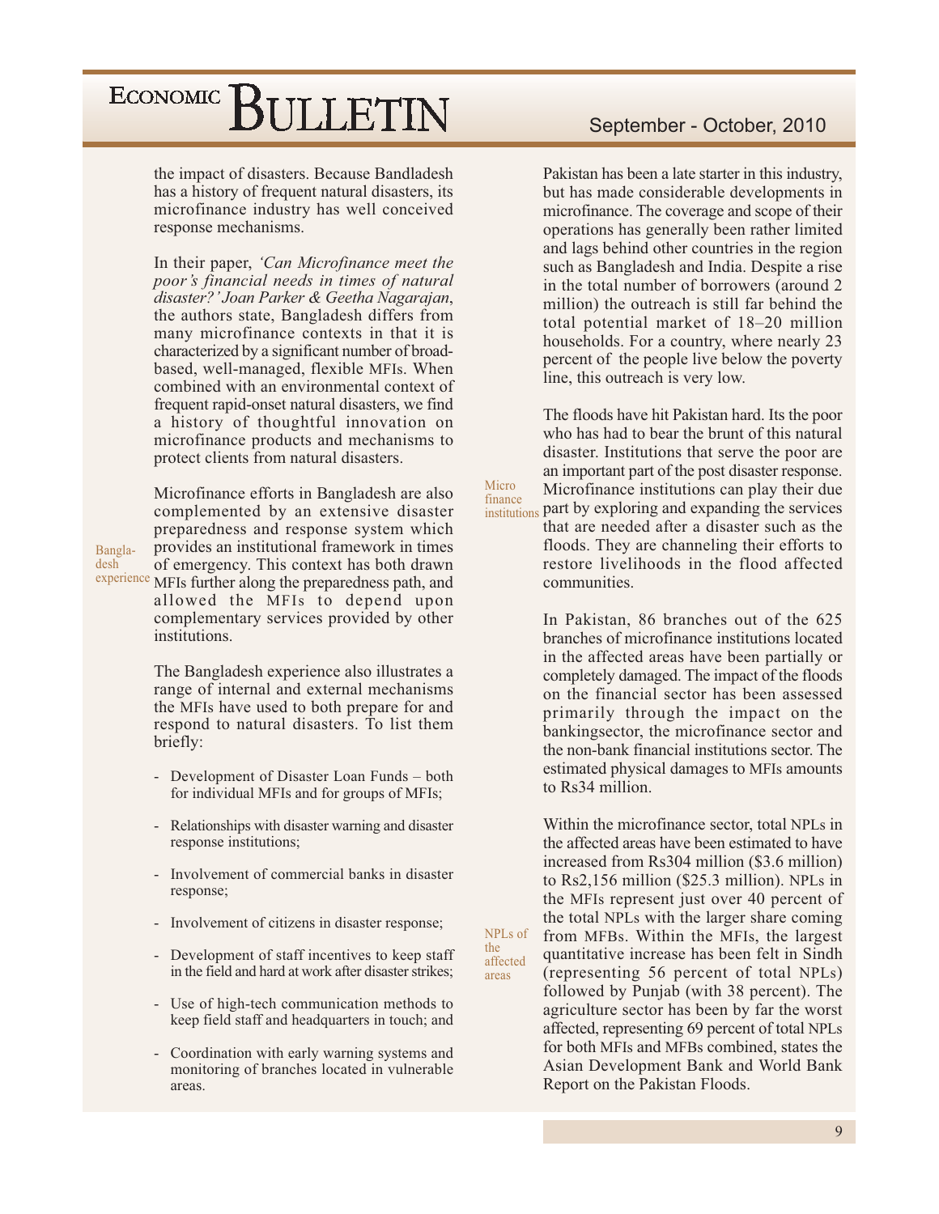the impact of disasters. Because Bandladesh has a history of frequent natural disasters, its microfinance industry has well conceived response mechanisms.

In their paper, *'Can Microfinance meet the poor's financial needs in times of natural disaster?' Joan Parker & Geetha Nagarajan*, the authors state, Bangladesh differs from many microfinance contexts in that it is characterized by a significant number of broad-based, well-managed, flexible MFIs. When combined with an environmental context of frequent rapid-onset natural disasters, we find a history of thoughtful innovation on microfinance products and mechanisms to protect clients from natural disasters.

Bangladesh experience

Microfinance efforts in Bangladesh are also complemented by an extensive disaster preparedness and response system which provides an institutional framework in times of emergency. This context has both drawn MFIs further along the preparedness path, and allowed the MFIs to depend upon complementary services provided by other institutions.

The Bangladesh experience also illustrates a range of internal and external mechanisms the MFIs have used to both prepare for and respond to natural disasters. To list them briefly:

- Development of Disaster Loan Funds – both for individual MFIs and for groups of MFIs;
- Relationships with disaster warning and disaster response institutions;
- Involvement of commercial banks in disaster response;
- Involvement of citizens in disaster response;
- Development of staff incentives to keep staff in the field and hard at work after disaster strikes;
- Use of high-tech communication methods to keep field staff and headquarters in touch; and
- Coordination with early warning systems and monitoring of branches located in vulnerable areas.

Pakistan has been a late starter in this industry, but has made considerable developments in microfinance. The coverage and scope of their operations has generally been rather limited and lags behind other countries in the region such as Bangladesh and India. Despite a rise in the total number of borrowers (around 2 million) the outreach is still far behind the total potential market of 18–20 million households. For a country, where nearly 23 percent of the people live below the poverty line, this outreach is very low.

Micro finance institutions

The floods have hit Pakistan hard. Its the poor who has had to bear the brunt of this natural disaster. Institutions that serve the poor are an important part of the post disaster response. Microfinance institutions can play their due part by exploring and expanding the services that are needed after a disaster such as the floods. They are channeling their efforts to restore livelihoods in the flood affected communities.

In Pakistan, 86 branches out of the 625 branches of microfinance institutions located in the affected areas have been partially or completely damaged. The impact of the floods on the financial sector has been assessed primarily through the impact on the bankingsector, the microfinance sector and the non-bank financial institutions sector. The estimated physical damages to MFIs amounts to Rs34 million.

NPLs of the affected areas

Within the microfinance sector, total NPLs in the affected areas have been estimated to have increased from Rs304 million ($3.6 million) to Rs2,156 million ($25.3 million). NPLs in the MFIs represent just over 40 percent of the total NPLs with the larger share coming from MFBs. Within the MFIs, the largest quantitative increase has been felt in Sindh (representing 56 percent of total NPLs) followed by Punjab (with 38 percent). The agriculture sector has been by far the worst affected, representing 69 percent of total NPLs for both MFIs and MFBs combined, states the Asian Development Bank and World Bank Report on the Pakistan Floods.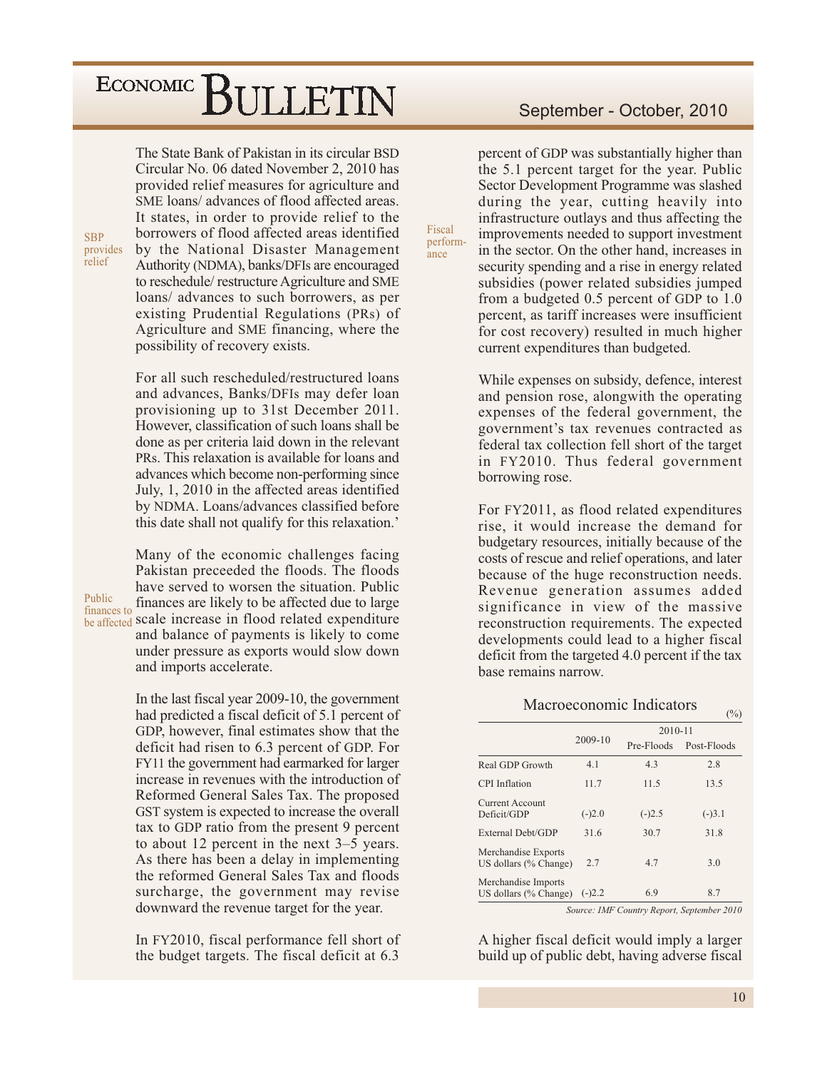The State Bank of Pakistan in its circular BSD Circular No. 06 dated November 2, 2010 has provided relief measures for agriculture and SME loans/ advances of flood affected areas. It states, in order to provide relief to the borrowers of flood affected areas identified by the National Disaster Management Authority (NDMA), banks/DFIs are encouraged to reschedule/ restructure Agriculture and SME loans/ advances to such borrowers, as per existing Prudential Regulations (PRs) of Agriculture and SME financing, where the possibility of recovery exists.

SBP provides relief

For all such rescheduled/restructured loans and advances, Banks/DFIs may defer loan provisioning up to 31st December 2011. However, classification of such loans shall be done as per criteria laid down in the relevant PRs. This relaxation is available for loans and advances which become non-performing since July, 1, 2010 in the affected areas identified by NDMA. Loans/advances classified before this date shall not qualify for this relaxation.'

Public finances to be affected

Many of the economic challenges facing Pakistan preceeded the floods. The floods have served to worsen the situation. Public finances are likely to be affected due to large scale increase in flood related expenditure and balance of payments is likely to come under pressure as exports would slow down and imports accelerate.

In the last fiscal year 2009-10, the government had predicted a fiscal deficit of 5.1 percent of GDP, however, final estimates show that the deficit had risen to 6.3 percent of GDP. For FY11 the government had earmarked for larger increase in revenues with the introduction of Reformed General Sales Tax. The proposed GST system is expected to increase the overall tax to GDP ratio from the present 9 percent to about 12 percent in the next 3–5 years. As there has been a delay in implementing the reformed General Sales Tax and floods surcharge, the government may revise downward the revenue target for the year.

Fiscal performance

In FY2010, fiscal performance fell short of the budget targets. The fiscal deficit at 6.3 percent of GDP was substantially higher than the 5.1 percent target for the year. Public Sector Development Programme was slashed during the year, cutting heavily into infrastructure outlays and thus affecting the improvements needed to support investment in the sector. On the other hand, increases in security spending and a rise in energy related subsidies (power related subsidies jumped from a budgeted 0.5 percent of GDP to 1.0 percent, as tariff increases were insufficient for cost recovery) resulted in much higher current expenditures than budgeted.

While expenses on subsidy, defence, interest and pension rose, alongwith the operating expenses of the federal government, the government's tax revenues contracted as federal tax collection fell short of the target in FY2010. Thus federal government borrowing rose.

For FY2011, as flood related expenditures rise, it would increase the demand for budgetary resources, initially because of the costs of rescue and relief operations, and later because of the huge reconstruction needs. Revenue generation assumes added significance in view of the massive reconstruction requirements. The expected developments could lead to a higher fiscal deficit from the targeted 4.0 percent if the tax base remains narrow.

Macroeconomic Indicators

(%)

| | 2009-10 | 2010-11 | |
|---|---|---|---|
| | | Pre-Floods | Post-Floods |
| Real GDP Growth | 4.1 | 4.3 | 2.8 |
| CPI Inflation | 11.7 | 11.5 | 13.5 |
| Current Account Deficit/GDP | (-)2.0 | (-)2.5 | (-)3.1 |
| External Debt/GDP | 31.6 | 30.7 | 31.8 |
| Merchandise Exports US dollars (% Change) | 2.7 | 4.7 | 3.0 |
| Merchandise Imports US dollars (% Change) | (-)2.2 | 6.9 | 8.7 |

*Source: IMF Country Report, September 2010*

A higher fiscal deficit would imply a larger build up of public debt, having adverse fiscal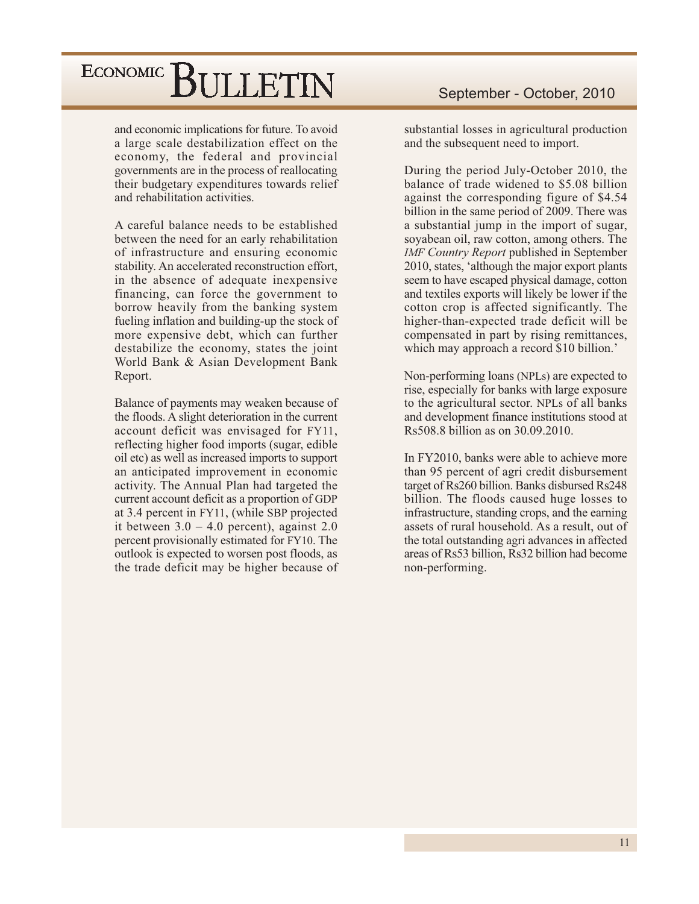and economic implications for future. To avoid a large scale destabilization effect on the economy, the federal and provincial governments are in the process of reallocating their budgetary expenditures towards relief and rehabilitation activities.

A careful balance needs to be established between the need for an early rehabilitation of infrastructure and ensuring economic stability. An accelerated reconstruction effort, in the absence of adequate inexpensive financing, can force the government to borrow heavily from the banking system fueling inflation and building-up the stock of more expensive debt, which can further destabilize the economy, states the joint World Bank & Asian Development Bank Report.

Balance of payments may weaken because of the floods. A slight deterioration in the current account deficit was envisaged for FY11, reflecting higher food imports (sugar, edible oil etc) as well as increased imports to support an anticipated improvement in economic activity. The Annual Plan had targeted the current account deficit as a proportion of GDP at 3.4 percent in FY11, (while SBP projected it between 3.0 – 4.0 percent), against 2.0 percent provisionally estimated for FY10. The outlook is expected to worsen post floods, as the trade deficit may be higher because of substantial losses in agricultural production and the subsequent need to import.

During the period July-October 2010, the balance of trade widened to $5.08 billion against the corresponding figure of $4.54 billion in the same period of 2009. There was a substantial jump in the import of sugar, soyabean oil, raw cotton, among others. The *IMF Country Report* published in September 2010, states, 'although the major export plants seem to have escaped physical damage, cotton and textiles exports will likely be lower if the cotton crop is affected significantly. The higher-than-expected trade deficit will be compensated in part by rising remittances, which may approach a record $10 billion.'

Non-performing loans (NPLs) are expected to rise, especially for banks with large exposure to the agricultural sector. NPLs of all banks and development finance institutions stood at Rs508.8 billion as on 30.09.2010.

In FY2010, banks were able to achieve more than 95 percent of agri credit disbursement target of Rs260 billion. Banks disbursed Rs248 billion. The floods caused huge losses to infrastructure, standing crops, and the earning assets of rural household. As a result, out of the total outstanding agri advances in affected areas of Rs53 billion, Rs32 billion had become non-performing.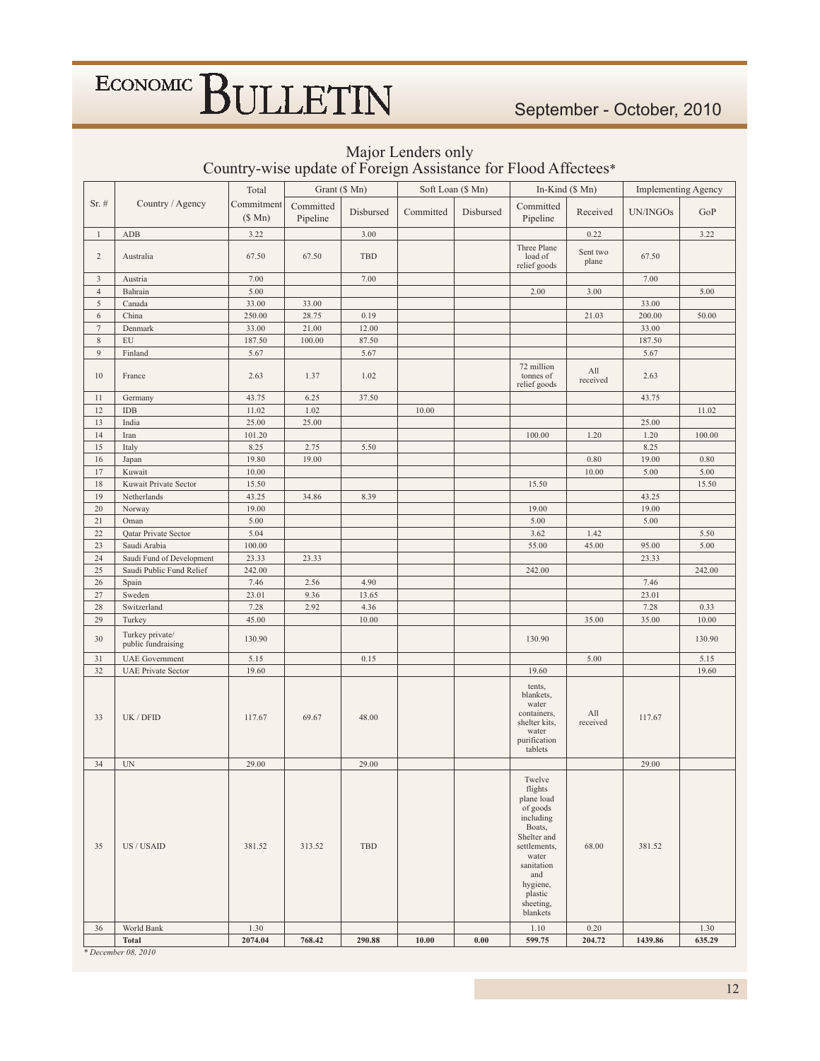# Major Lenders only

## Country-wise update of Foreign Assistance for Flood Affectees*

| Sr. # | Country / Agency | Total Commitment ($ Mn) | Grant ($ Mn) | | Soft Loan ($ Mn) | | In-Kind ($ Mn) | | Implementing Agency | |
|---|---|---|---|---|---|---|---|---|---|---|
| | | | Committed Pipeline | Disbursed | Committed | Disbursed | Committed Pipeline | Received | UN/INGOs | GoP |
| 1 | ADB | 3.22 | | 3.00 | | | | 0.22 | | 3.22 |
| 2 | Australia | 67.50 | 67.50 | TBD | | | Three Plane load of relief goods | Sent two plane | 67.50 | |
| 3 | Austria | 7.00 | | 7.00 | | | | | 7.00 | |
| 4 | Bahrain | 5.00 | | | | | 2.00 | 3.00 | | 5.00 |
| 5 | Canada | 33.00 | 33.00 | | | | | | 33.00 | |
| 6 | China | 250.00 | 28.75 | 0.19 | | | | 21.03 | 200.00 | 50.00 |
| 7 | Denmark | 33.00 | 21.00 | 12.00 | | | | | 33.00 | |
| 8 | EU | 187.50 | 100.00 | 87.50 | | | | | 187.50 | |
| 9 | Finland | 5.67 | | 5.67 | | | | | 5.67 | |
| 10 | France | 2.63 | 1.37 | 1.02 | | | 72 million tonnes of relief goods | All received | 2.63 | |
| 11 | Germany | 43.75 | 6.25 | 37.50 | | | | | 43.75 | |
| 12 | IDB | 11.02 | 1.02 | | 10.00 | | | | | 11.02 |
| 13 | India | 25.00 | 25.00 | | | | | | 25.00 | |
| 14 | Iran | 101.20 | | | | | 100.00 | 1.20 | 1.20 | 100.00 |
| 15 | Italy | 8.25 | 2.75 | 5.50 | | | | | 8.25 | |
| 16 | Japan | 19.80 | 19.00 | | | | | 0.80 | 19.00 | 0.80 |
| 17 | Kuwait | 10.00 | | | | | | 10.00 | 5.00 | 5.00 |
| 18 | Kuwait Private Sector | 15.50 | | | | | 15.50 | | | 15.50 |
| 19 | Netherlands | 43.25 | 34.86 | 8.39 | | | | | 43.25 | |
| 20 | Norway | 19.00 | | | | | 19.00 | | 19.00 | |
| 21 | Oman | 5.00 | | | | | 5.00 | | 5.00 | |
| 22 | Qatar Private Sector | 5.04 | | | | | 3.62 | 1.42 | | 5.50 |
| 23 | Saudi Arabia | 100.00 | | | | | 55.00 | 45.00 | 95.00 | 5.00 |
| 24 | Saudi Fund of Development | 23.33 | 23.33 | | | | | | 23.33 | |
| 25 | Saudi Public Fund Relief | 242.00 | | | | | 242.00 | | | 242.00 |
| 26 | Spain | 7.46 | 2.56 | 4.90 | | | | | 7.46 | |
| 27 | Sweden | 23.01 | 9.36 | 13.65 | | | | | 23.01 | |
| 28 | Switzerland | 7.28 | 2.92 | 4.36 | | | | | 7.28 | 0.33 |
| 29 | Turkey | 45.00 | | 10.00 | | | | 35.00 | 35.00 | 10.00 |
| 30 | Turkey private/ public fundraising | 130.90 | | | | | 130.90 | | | 130.90 |
| 31 | UAE Government | 5.15 | | 0.15 | | | | 5.00 | | 5.15 |
| 32 | UAE Private Sector | 19.60 | | | | | 19.60 | | | 19.60 |
| 33 | UK / DFID | 117.67 | 69.67 | 48.00 | | | tents, blankets, water containers, shelter kits, water purification tablets | All received | 117.67 | |
| 34 | UN | 29.00 | | 29.00 | | | | | 29.00 | |
| 35 | US / USAID | 381.52 | 313.52 | TBD | | | Twelve flights plane load of goods including Boats, Shelter and settlements, water sanitation and hygiene, plastic sheeting, blankets | 68.00 | 381.52 | |
| 36 | World Bank | 1.30 | | | | | 1.10 | 0.20 | | 1.30 |
| | **Total** | **2074.04** | **768.42** | **290.88** | **10.00** | **0.00** | **599.75** | **204.72** | **1439.86** | **635.29** |

*\* December 08, 2010*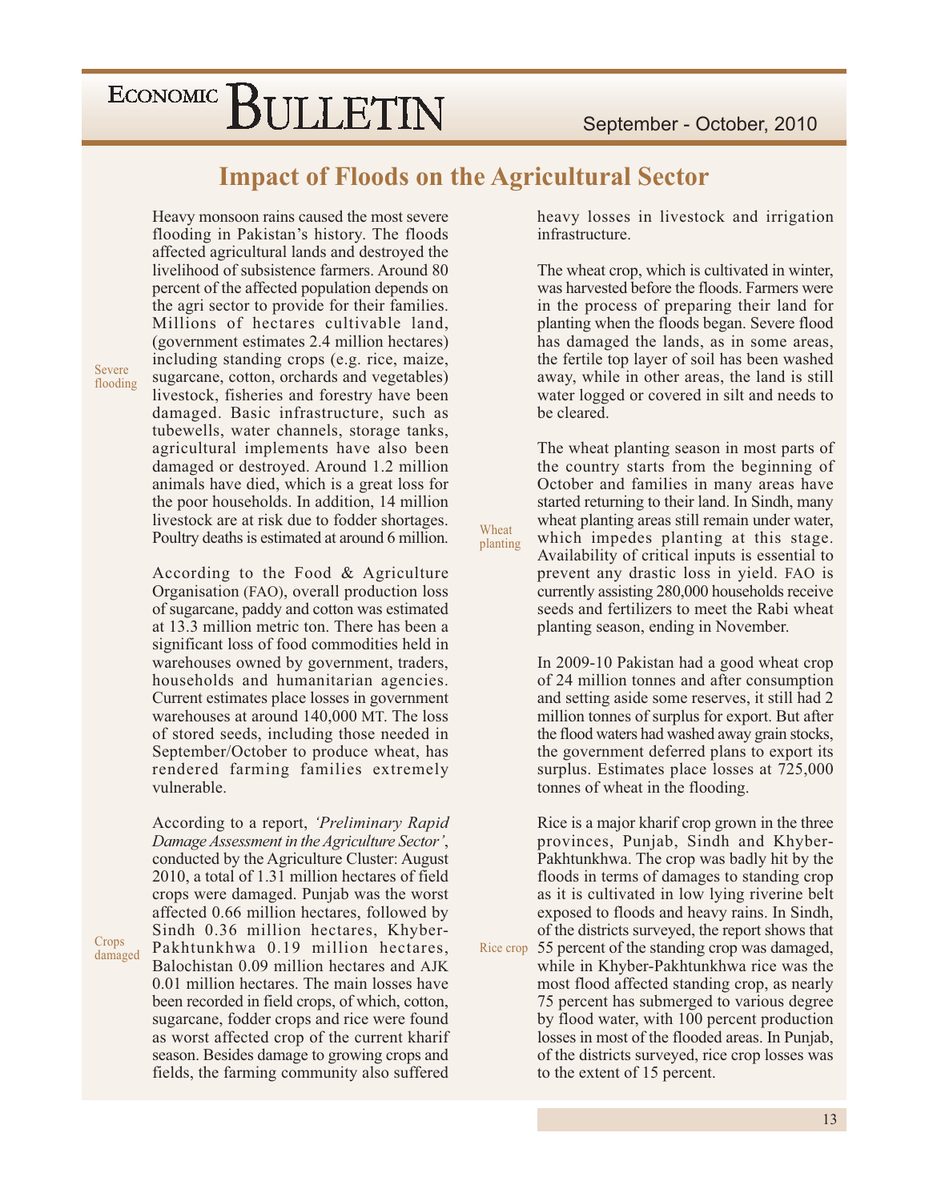# Impact of Floods on the Agricultural Sector

Heavy monsoon rains caused the most severe flooding in Pakistan's history. The floods affected agricultural lands and destroyed the livelihood of subsistence farmers. Around 80 percent of the affected population depends on the agri sector to provide for their families. Millions of hectares cultivable land, (government estimates 2.4 million hectares) including standing crops (e.g. rice, maize, sugarcane, cotton, orchards and vegetables) livestock, fisheries and forestry have been damaged. Basic infrastructure, such as tubewells, water channels, storage tanks, agricultural implements have also been damaged or destroyed. Around 1.2 million animals have died, which is a great loss for the poor households. In addition, 14 million livestock are at risk due to fodder shortages. Poultry deaths is estimated at around 6 million.

According to the Food & Agriculture Organisation (FAO), overall production loss of sugarcane, paddy and cotton was estimated at 13.3 million metric ton. There has been a significant loss of food commodities held in warehouses owned by government, traders, households and humanitarian agencies. Current estimates place losses in government warehouses at around 140,000 MT. The loss of stored seeds, including those needed in September/October to produce wheat, has rendered farming families extremely vulnerable.

According to a report, *'Preliminary Rapid Damage Assessment in the Agriculture Sector'*, conducted by the Agriculture Cluster: August 2010, a total of 1.31 million hectares of field crops were damaged. Punjab was the worst affected 0.66 million hectares, followed by Sindh 0.36 million hectares, Khyber-Pakhtunkhwa 0.19 million hectares, Balochistan 0.09 million hectares and AJK 0.01 million hectares. The main losses have been recorded in field crops, of which, cotton, sugarcane, fodder crops and rice were found as worst affected crop of the current kharif season. Besides damage to growing crops and fields, the farming community also suffered heavy losses in livestock and irrigation infrastructure.

The wheat crop, which is cultivated in winter, was harvested before the floods. Farmers were in the process of preparing their land for planting when the floods began. Severe flood has damaged the lands, as in some areas, the fertile top layer of soil has been washed away, while in other areas, the land is still water logged or covered in silt and needs to be cleared.

The wheat planting season in most parts of the country starts from the beginning of October and families in many areas have started returning to their land. In Sindh, many wheat planting areas still remain under water, which impedes planting at this stage. Availability of critical inputs is essential to prevent any drastic loss in yield. FAO is currently assisting 280,000 households receive seeds and fertilizers to meet the Rabi wheat planting season, ending in November.

In 2009-10 Pakistan had a good wheat crop of 24 million tonnes and after consumption and setting aside some reserves, it still had 2 million tonnes of surplus for export. But after the flood waters had washed away grain stocks, the government deferred plans to export its surplus. Estimates place losses at 725,000 tonnes of wheat in the flooding.

Rice is a major kharif crop grown in the three provinces, Punjab, Sindh and Khyber-Pakhtunkhwa. The crop was badly hit by the floods in terms of damages to standing crop as it is cultivated in low lying riverine belt exposed to floods and heavy rains. In Sindh, of the districts surveyed, the report shows that 55 percent of the standing crop was damaged, while in Khyber-Pakhtunkhwa rice was the most flood affected standing crop, as nearly 75 percent has submerged to various degree by flood water, with 100 percent production losses in most of the flooded areas. In Punjab, of the districts surveyed, rice crop losses was to the extent of 15 percent.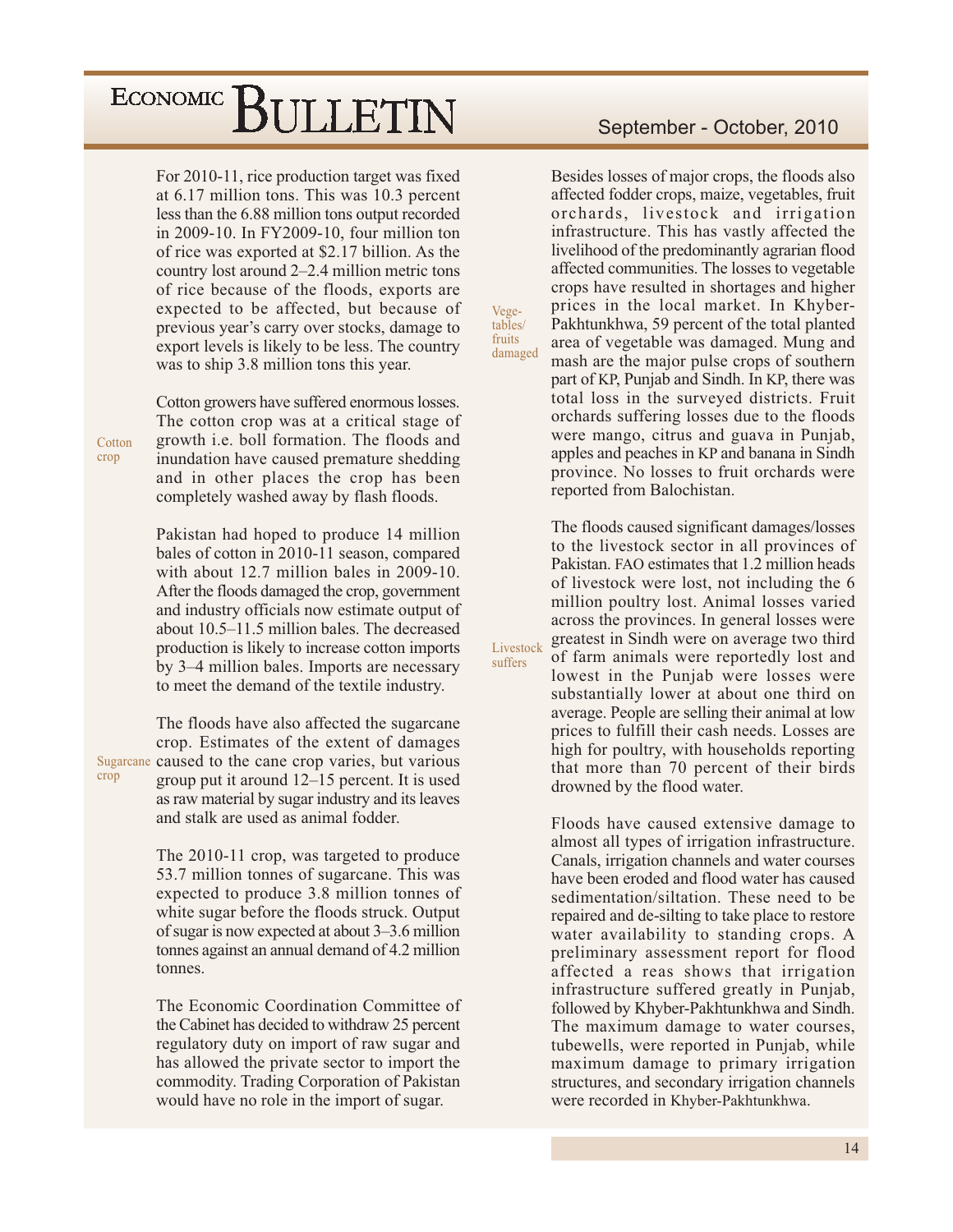For 2010-11, rice production target was fixed at 6.17 million tons. This was 10.3 percent less than the 6.88 million tons output recorded in 2009-10. In FY2009-10, four million ton of rice was exported at $2.17 billion. As the country lost around 2–2.4 million metric tons of rice because of the floods, exports are expected to be affected, but because of previous year's carry over stocks, damage to export levels is likely to be less. The country was to ship 3.8 million tons this year.

**Cotton crop**

Cotton growers have suffered enormous losses. The cotton crop was at a critical stage of growth i.e. boll formation. The floods and inundation have caused premature shedding and in other places the crop has been completely washed away by flash floods.

Pakistan had hoped to produce 14 million bales of cotton in 2010-11 season, compared with about 12.7 million bales in 2009-10. After the floods damaged the crop, government and industry officials now estimate output of about 10.5–11.5 million bales. The decreased production is likely to increase cotton imports by 3–4 million bales. Imports are necessary to meet the demand of the textile industry.

**Sugarcane crop**

The floods have also affected the sugarcane crop. Estimates of the extent of damages caused to the cane crop varies, but various group put it around 12–15 percent. It is used as raw material by sugar industry and its leaves and stalk are used as animal fodder.

The 2010-11 crop, was targeted to produce 53.7 million tonnes of sugarcane. This was expected to produce 3.8 million tonnes of white sugar before the floods struck. Output of sugar is now expected at about 3–3.6 million tonnes against an annual demand of 4.2 million tonnes.

The Economic Coordination Committee of the Cabinet has decided to withdraw 25 percent regulatory duty on import of raw sugar and has allowed the private sector to import the commodity. Trading Corporation of Pakistan would have no role in the import of sugar.

**Vegetables/fruits damaged**

Besides losses of major crops, the floods also affected fodder crops, maize, vegetables, fruit orchards, livestock and irrigation infrastructure. This has vastly affected the livelihood of the predominantly agrarian flood affected communities. The losses to vegetable crops have resulted in shortages and higher prices in the local market. In Khyber-Pakhtunkhwa, 59 percent of the total planted area of vegetable was damaged. Mung and mash are the major pulse crops of southern part of KP, Punjab and Sindh. In KP, there was total loss in the surveyed districts. Fruit orchards suffering losses due to the floods were mango, citrus and guava in Punjab, apples and peaches in KP and banana in Sindh province. No losses to fruit orchards were reported from Balochistan.

**Livestock suffers**

The floods caused significant damages/losses to the livestock sector in all provinces of Pakistan. FAO estimates that 1.2 million heads of livestock were lost, not including the 6 million poultry lost. Animal losses varied across the provinces. In general losses were greatest in Sindh were on average two third of farm animals were reportedly lost and lowest in the Punjab were losses were substantially lower at about one third on average. People are selling their animal at low prices to fulfill their cash needs. Losses are high for poultry, with households reporting that more than 70 percent of their birds drowned by the flood water.

Floods have caused extensive damage to almost all types of irrigation infrastructure. Canals, irrigation channels and water courses have been eroded and flood water has caused sedimentation/siltation. These need to be repaired and de-silting to take place to restore water availability to standing crops. A preliminary assessment report for flood affected a reas shows that irrigation infrastructure suffered greatly in Punjab, followed by Khyber-Pakhtunkhwa and Sindh. The maximum damage to water courses, tubewells, were reported in Punjab, while maximum damage to primary irrigation structures, and secondary irrigation channels were recorded in Khyber-Pakhtunkhwa.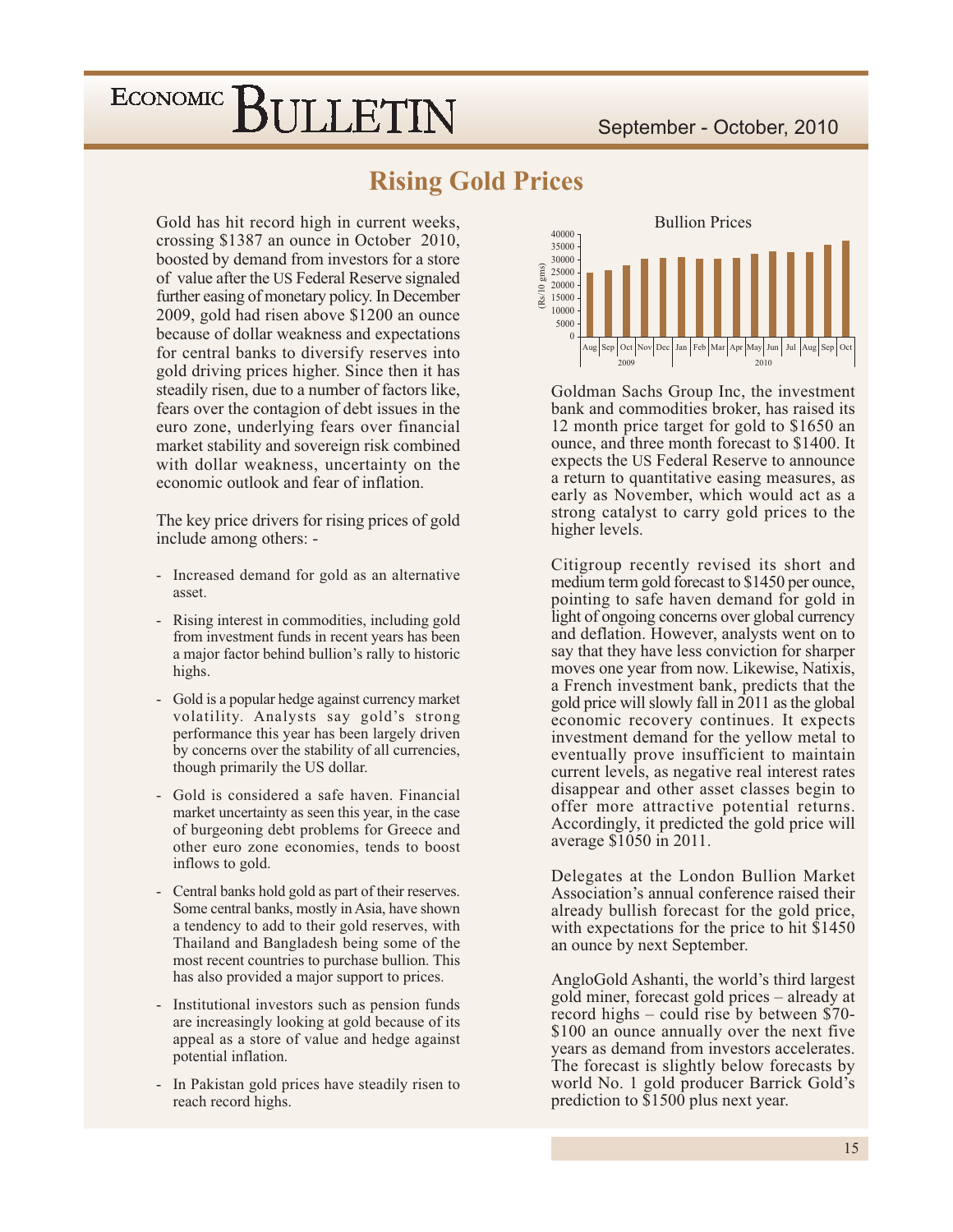# Rising Gold Prices

Gold has hit record high in current weeks, crossing \$1387 an ounce in October 2010, boosted by demand from investors for a store of value after the US Federal Reserve signaled further easing of monetary policy. In December 2009, gold had risen above \$1200 an ounce because of dollar weakness and expectations for central banks to diversify reserves into gold driving prices higher. Since then it has steadily risen, due to a number of factors like, fears over the contagion of debt issues in the euro zone, underlying fears over financial market stability and sovereign risk combined with dollar weakness, uncertainty on the economic outlook and fear of inflation.

The key price drivers for rising prices of gold include among others: -

- Increased demand for gold as an alternative asset.
- Rising interest in commodities, including gold from investment funds in recent years has been a major factor behind bullion's rally to historic highs.
- Gold is a popular hedge against currency market volatility. Analysts say gold's strong performance this year has been largely driven by concerns over the stability of all currencies, though primarily the US dollar.
- Gold is considered a safe haven. Financial market uncertainty as seen this year, in the case of burgeoning debt problems for Greece and other euro zone economies, tends to boost inflows to gold.
- Central banks hold gold as part of their reserves. Some central banks, mostly in Asia, have shown a tendency to add to their gold reserves, with Thailand and Bangladesh being some of the most recent countries to purchase bullion. This has also provided a major support to prices.
- Institutional investors such as pension funds are increasingly looking at gold because of its appeal as a store of value and hedge against potential inflation.
- In Pakistan gold prices have steadily risen to reach record highs.

Bullion Prices

(Rs/10 gms)

Aug Sep Oct Nov Dec (2009) Jan Feb Mar Apr May Jun Jul Aug Sep Oct (2010)

Goldman Sachs Group Inc, the investment bank and commodities broker, has raised its 12 month price target for gold to \$1650 an ounce, and three month forecast to \$1400. It expects the US Federal Reserve to announce a return to quantitative easing measures, as early as November, which would act as a strong catalyst to carry gold prices to the higher levels.

Citigroup recently revised its short and medium term gold forecast to \$1450 per ounce, pointing to safe haven demand for gold in light of ongoing concerns over global currency and deflation. However, analysts went on to say that they have less conviction for sharper moves one year from now. Likewise, Natixis, a French investment bank, predicts that the gold price will slowly fall in 2011 as the global economic recovery continues. It expects investment demand for the yellow metal to eventually prove insufficient to maintain current levels, as negative real interest rates disappear and other asset classes begin to offer more attractive potential returns. Accordingly, it predicted the gold price will average \$1050 in 2011.

Delegates at the London Bullion Market Association's annual conference raised their already bullish forecast for the gold price, with expectations for the price to hit \$1450 an ounce by next September.

AngloGold Ashanti, the world's third largest gold miner, forecast gold prices – already at record highs – could rise by between \$70-\$100 an ounce annually over the next five years as demand from investors accelerates. The forecast is slightly below forecasts by world No. 1 gold producer Barrick Gold's prediction to \$1500 plus next year.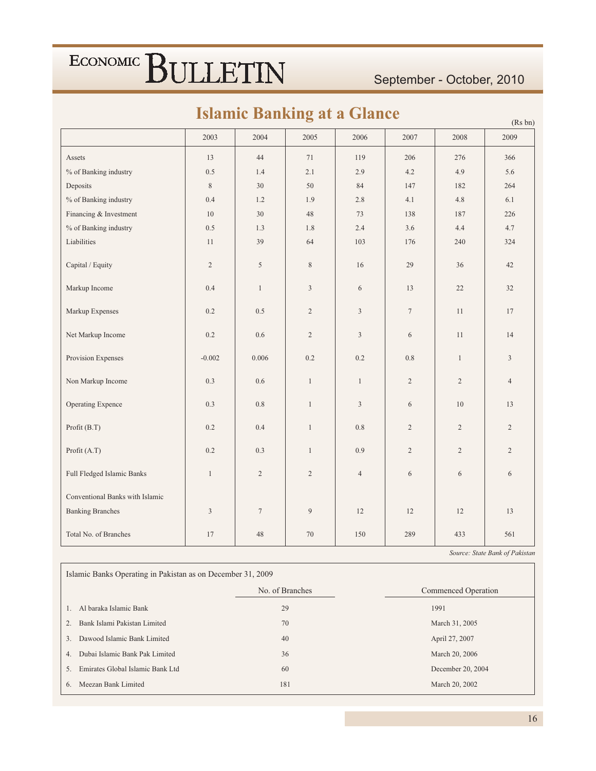# Islamic Banking at a Glance

(Rs bn)

| | 2003 | 2004 | 2005 | 2006 | 2007 | 2008 | 2009 |
|---|---|---|---|---|---|---|---|
| Assets | 13 | 44 | 71 | 119 | 206 | 276 | 366 |
| % of Banking industry | 0.5 | 1.4 | 2.1 | 2.9 | 4.2 | 4.9 | 5.6 |
| Deposits | 8 | 30 | 50 | 84 | 147 | 182 | 264 |
| % of Banking industry | 0.4 | 1.2 | 1.9 | 2.8 | 4.1 | 4.8 | 6.1 |
| Financing & Investment | 10 | 30 | 48 | 73 | 138 | 187 | 226 |
| % of Banking industry | 0.5 | 1.3 | 1.8 | 2.4 | 3.6 | 4.4 | 4.7 |
| Liabilities | 11 | 39 | 64 | 103 | 176 | 240 | 324 |
| Capital / Equity | 2 | 5 | 8 | 16 | 29 | 36 | 42 |
| Markup Income | 0.4 | 1 | 3 | 6 | 13 | 22 | 32 |
| Markup Expenses | 0.2 | 0.5 | 2 | 3 | 7 | 11 | 17 |
| Net Markup Income | 0.2 | 0.6 | 2 | 3 | 6 | 11 | 14 |
| Provision Expenses | -0.002 | 0.006 | 0.2 | 0.2 | 0.8 | 1 | 3 |
| Non Markup Income | 0.3 | 0.6 | 1 | 1 | 2 | 2 | 4 |
| Operating Expence | 0.3 | 0.8 | 1 | 3 | 6 | 10 | 13 |
| Profit (B.T) | 0.2 | 0.4 | 1 | 0.8 | 2 | 2 | 2 |
| Profit (A.T) | 0.2 | 0.3 | 1 | 0.9 | 2 | 2 | 2 |
| Full Fledged Islamic Banks | 1 | 2 | 2 | 4 | 6 | 6 | 6 |
| Conventional Banks with Islamic Banking Branches | 3 | 7 | 9 | 12 | 12 | 12 | 13 |
| Total No. of Branches | 17 | 48 | 70 | 150 | 289 | 433 | 561 |

*Source: State Bank of Pakistan*

Islamic Banks Operating in Pakistan as on December 31, 2009

| | No. of Branches | Commenced Operation |
|---|---|---|
| 1. Al baraka Islamic Bank | 29 | 1991 |
| 2. Bank Islami Pakistan Limited | 70 | March 31, 2005 |
| 3. Dawood Islamic Bank Limited | 40 | April 27, 2007 |
| 4. Dubai Islamic Bank Pak Limited | 36 | March 20, 2006 |
| 5. Emirates Global Islamic Bank Ltd | 60 | December 20, 2004 |
| 6. Meezan Bank Limited | 181 | March 20, 2002 |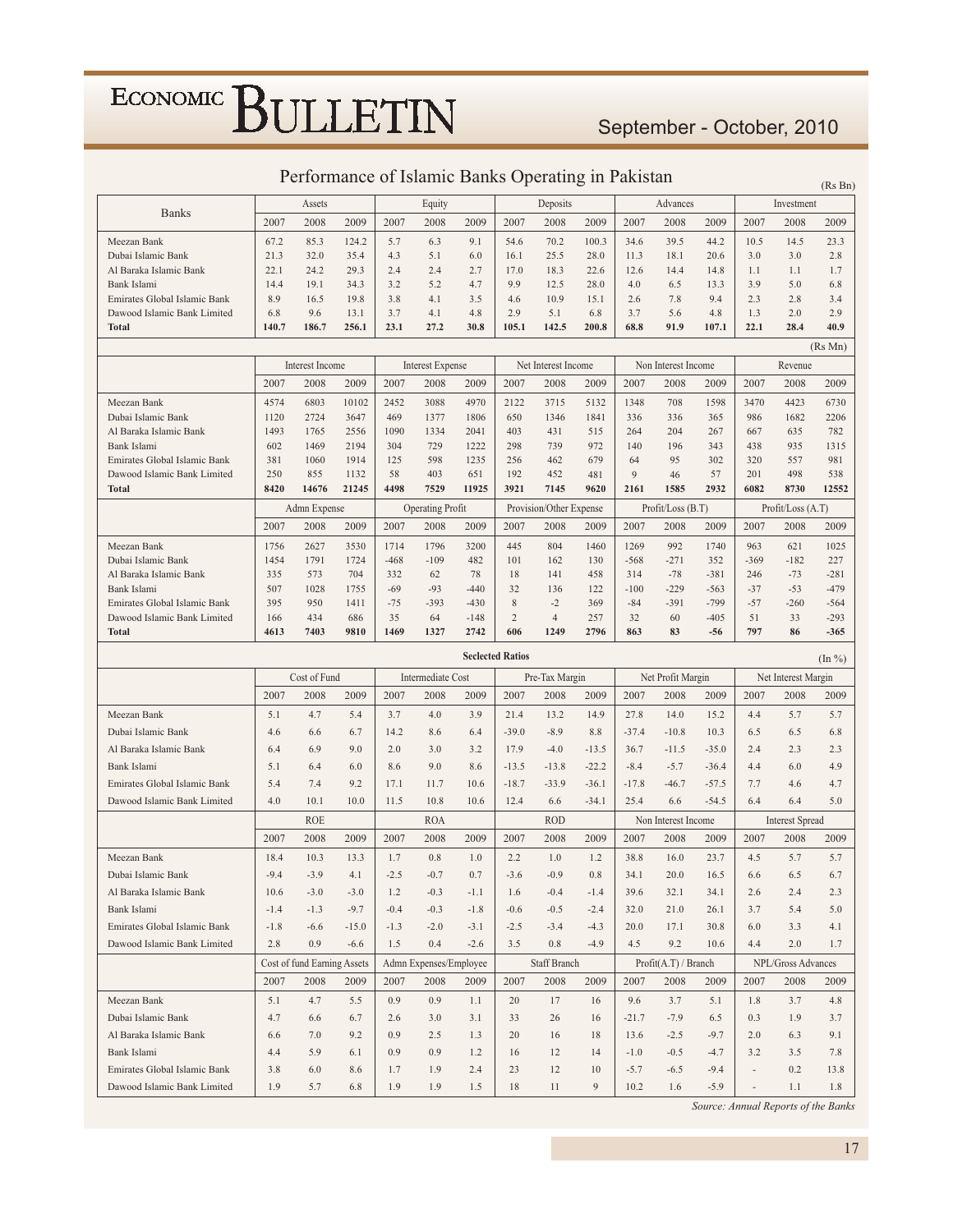## Performance of Islamic Banks Operating in Pakistan

(Rs Bn)

| Banks | Assets | | | Equity | | | Deposits | | | Advances | | | Investment | | |
|---|---|---|---|---|---|---|---|---|---|---|---|---|---|---|---|
| | 2007 | 2008 | 2009 | 2007 | 2008 | 2009 | 2007 | 2008 | 2009 | 2007 | 2008 | 2009 | 2007 | 2008 | 2009 |
| Meezan Bank | 67.2 | 85.3 | 124.2 | 5.7 | 6.3 | 9.1 | 54.6 | 70.2 | 100.3 | 34.6 | 39.5 | 44.2 | 10.5 | 14.5 | 23.3 |
| Dubai Islamic Bank | 21.3 | 32.0 | 35.4 | 4.3 | 5.1 | 6.0 | 16.1 | 25.5 | 28.0 | 11.3 | 18.1 | 20.6 | 3.0 | 3.0 | 2.8 |
| Al Baraka Islamic Bank | 22.1 | 24.2 | 29.3 | 2.4 | 2.4 | 2.7 | 17.0 | 18.3 | 22.6 | 12.6 | 14.4 | 14.8 | 1.1 | 1.1 | 1.7 |
| Bank Islami | 14.4 | 19.1 | 34.3 | 3.2 | 5.2 | 4.7 | 9.9 | 12.5 | 28.0 | 4.0 | 6.5 | 13.3 | 3.9 | 5.0 | 6.8 |
| Emirates Global Islamic Bank | 8.9 | 16.5 | 19.8 | 3.8 | 4.1 | 3.5 | 4.6 | 10.9 | 15.1 | 2.6 | 7.8 | 9.4 | 2.3 | 2.8 | 3.4 |
| Dawood Islamic Bank Limited | 6.8 | 9.6 | 13.1 | 3.7 | 4.1 | 4.8 | 2.9 | 5.1 | 6.8 | 3.7 | 5.6 | 4.8 | 1.3 | 2.0 | 2.9 |
| **Total** | **140.7** | **186.7** | **256.1** | **23.1** | **27.2** | **30.8** | **105.1** | **142.5** | **200.8** | **68.8** | **91.9** | **107.1** | **22.1** | **28.4** | **40.9** |

(Rs Mn)

| | Interest Income | | | Interest Expense | | | Net Interest Income | | | Non Interest Income | | | Revenue | | |
|---|---|---|---|---|---|---|---|---|---|---|---|---|---|---|---|
| | 2007 | 2008 | 2009 | 2007 | 2008 | 2009 | 2007 | 2008 | 2009 | 2007 | 2008 | 2009 | 2007 | 2008 | 2009 |
| Meezan Bank | 4574 | 6803 | 10102 | 2452 | 3088 | 4970 | 2122 | 3715 | 5132 | 1348 | 708 | 1598 | 3470 | 4423 | 6730 |
| Dubai Islamic Bank | 1120 | 2724 | 3647 | 469 | 1377 | 1806 | 650 | 1346 | 1841 | 336 | 336 | 365 | 986 | 1682 | 2206 |
| Al Baraka Islamic Bank | 1493 | 1765 | 2556 | 1090 | 1334 | 2041 | 403 | 431 | 515 | 264 | 204 | 267 | 667 | 635 | 782 |
| Bank Islami | 602 | 1469 | 2194 | 304 | 729 | 1222 | 298 | 739 | 972 | 140 | 196 | 343 | 438 | 935 | 1315 |
| Emirates Global Islamic Bank | 381 | 1060 | 1914 | 125 | 598 | 1235 | 256 | 462 | 679 | 64 | 95 | 302 | 320 | 557 | 981 |
| Dawood Islamic Bank Limited | 250 | 855 | 1132 | 58 | 403 | 651 | 192 | 452 | 481 | 9 | 46 | 57 | 201 | 498 | 538 |
| **Total** | **8420** | **14676** | **21245** | **4498** | **7529** | **11925** | **3921** | **7145** | **9620** | **2161** | **1585** | **2932** | **6082** | **8730** | **12552** |
| | Admn Expense | | | Operating Profit | | | Provision/Other Expense | | | Profit/Loss (B.T) | | | Profit/Loss (A.T) | | |
| | 2007 | 2008 | 2009 | 2007 | 2008 | 2009 | 2007 | 2008 | 2009 | 2007 | 2008 | 2009 | 2007 | 2008 | 2009 |
| Meezan Bank | 1756 | 2627 | 3530 | 1714 | 1796 | 3200 | 445 | 804 | 1460 | 1269 | 992 | 1740 | 963 | 621 | 1025 |
| Dubai Islamic Bank | 1454 | 1791 | 1724 | -468 | -109 | 482 | 101 | 162 | 130 | -568 | -271 | 352 | -369 | -182 | 227 |
| Al Baraka Islamic Bank | 335 | 573 | 704 | 332 | 62 | 78 | 18 | 141 | 458 | 314 | -78 | -381 | 246 | -73 | -281 |
| Bank Islami | 507 | 1028 | 1755 | -69 | -93 | -440 | 32 | 136 | 122 | -100 | -229 | -563 | -37 | -53 | -479 |
| Emirates Global Islamic Bank | 395 | 950 | 1411 | -75 | -393 | -430 | 8 | -2 | 369 | -84 | -391 | -799 | -57 | -260 | -564 |
| Dawood Islamic Bank Limited | 166 | 434 | 686 | 35 | 64 | -148 | 2 | 4 | 257 | 32 | 60 | -405 | 51 | 33 | -293 |
| **Total** | **4613** | **7403** | **9810** | **1469** | **1327** | **2742** | **606** | **1249** | **2796** | **863** | **83** | **-56** | **797** | **86** | **-365** |

**Seclected Ratios** (In %)

| | Cost of Fund | | | Intermediate Cost | | | Pre-Tax Margin | | | Net Profit Margin | | | Net Interest Margin | | |
|---|---|---|---|---|---|---|---|---|---|---|---|---|---|---|---|
| | 2007 | 2008 | 2009 | 2007 | 2008 | 2009 | 2007 | 2008 | 2009 | 2007 | 2008 | 2009 | 2007 | 2008 | 2009 |
| Meezan Bank | 5.1 | 4.7 | 5.4 | 3.7 | 4.0 | 3.9 | 21.4 | 13.2 | 14.9 | 27.8 | 14.0 | 15.2 | 4.4 | 5.7 | 5.7 |
| Dubai Islamic Bank | 4.6 | 6.6 | 6.7 | 14.2 | 8.6 | 6.4 | -39.0 | -8.9 | 8.8 | -37.4 | -10.8 | 10.3 | 6.5 | 6.5 | 6.8 |
| Al Baraka Islamic Bank | 6.4 | 6.9 | 9.0 | 2.0 | 3.0 | 3.2 | 17.9 | -4.0 | -13.5 | 36.7 | -11.5 | -35.0 | 2.4 | 2.3 | 2.3 |
| Bank Islami | 5.1 | 6.4 | 6.0 | 8.6 | 9.0 | 8.6 | -13.5 | -13.8 | -22.2 | -8.4 | -5.7 | -36.4 | 4.4 | 6.0 | 4.9 |
| Emirates Global Islamic Bank | 5.4 | 7.4 | 9.2 | 17.1 | 11.7 | 10.6 | -18.7 | -33.9 | -36.1 | -17.8 | -46.7 | -57.5 | 7.7 | 4.6 | 4.7 |
| Dawood Islamic Bank Limited | 4.0 | 10.1 | 10.0 | 11.5 | 10.8 | 10.6 | 12.4 | 6.6 | -34.1 | 25.4 | 6.6 | -54.5 | 6.4 | 6.4 | 5.0 |
| | ROE | | | ROA | | | ROD | | | Non Interest Income | | | Interest Spread | | |
| | 2007 | 2008 | 2009 | 2007 | 2008 | 2009 | 2007 | 2008 | 2009 | 2007 | 2008 | 2009 | 2007 | 2008 | 2009 |
| Meezan Bank | 18.4 | 10.3 | 13.3 | 1.7 | 0.8 | 1.0 | 2.2 | 1.0 | 1.2 | 38.8 | 16.0 | 23.7 | 4.5 | 5.7 | 5.7 |
| Dubai Islamic Bank | -9.4 | -3.9 | 4.1 | -2.5 | -0.7 | 0.7 | -3.6 | -0.9 | 0.8 | 34.1 | 20.0 | 16.5 | 6.6 | 6.5 | 6.7 |
| Al Baraka Islamic Bank | 10.6 | -3.0 | -3.0 | 1.2 | -0.3 | -1.1 | 1.6 | -0.4 | -1.4 | 39.6 | 32.1 | 34.1 | 2.6 | 2.4 | 2.3 |
| Bank Islami | -1.4 | -1.3 | -9.7 | -0.4 | -0.3 | -1.8 | -0.6 | -0.5 | -2.4 | 32.0 | 21.0 | 26.1 | 3.7 | 5.4 | 5.0 |
| Emirates Global Islamic Bank | -1.8 | -6.6 | -15.0 | -1.3 | -2.0 | -3.1 | -2.5 | -3.4 | -4.3 | 20.0 | 17.1 | 30.8 | 6.0 | 3.3 | 4.1 |
| Dawood Islamic Bank Limited | 2.8 | 0.9 | -6.6 | 1.5 | 0.4 | -2.6 | 3.5 | 0.8 | -4.9 | 4.5 | 9.2 | 10.6 | 4.4 | 2.0 | 1.7 |
| | Cost of fund Earning Assets | | | Admn Expenses/Employee | | | Staff Branch | | | Profit(A.T) / Branch | | | NPL/Gross Advances | | |
| | 2007 | 2008 | 2009 | 2007 | 2008 | 2009 | 2007 | 2008 | 2009 | 2007 | 2008 | 2009 | 2007 | 2008 | 2009 |
| Meezan Bank | 5.1 | 4.7 | 5.5 | 0.9 | 0.9 | 1.1 | 20 | 17 | 16 | 9.6 | 3.7 | 5.1 | 1.8 | 3.7 | 4.8 |
| Dubai Islamic Bank | 4.7 | 6.6 | 6.7 | 2.6 | 3.0 | 3.1 | 33 | 26 | 16 | -21.7 | -7.9 | 6.5 | 0.3 | 1.9 | 3.7 |
| Al Baraka Islamic Bank | 6.6 | 7.0 | 9.2 | 0.9 | 2.5 | 1.3 | 20 | 16 | 18 | 13.6 | -2.5 | -9.7 | 2.0 | 6.3 | 9.1 |
| Bank Islami | 4.4 | 5.9 | 6.1 | 0.9 | 0.9 | 1.2 | 16 | 12 | 14 | -1.0 | -0.5 | -4.7 | 3.2 | 3.5 | 7.8 |
| Emirates Global Islamic Bank | 3.8 | 6.0 | 8.6 | 1.7 | 1.9 | 2.4 | 23 | 12 | 10 | -5.7 | -6.5 | -9.4 | - | 0.2 | 13.8 |
| Dawood Islamic Bank Limited | 1.9 | 5.7 | 6.8 | 1.9 | 1.9 | 1.5 | 18 | 11 | 9 | 10.2 | 1.6 | -5.9 | - | 1.1 | 1.8 |

*Source: Annual Reports of the Banks*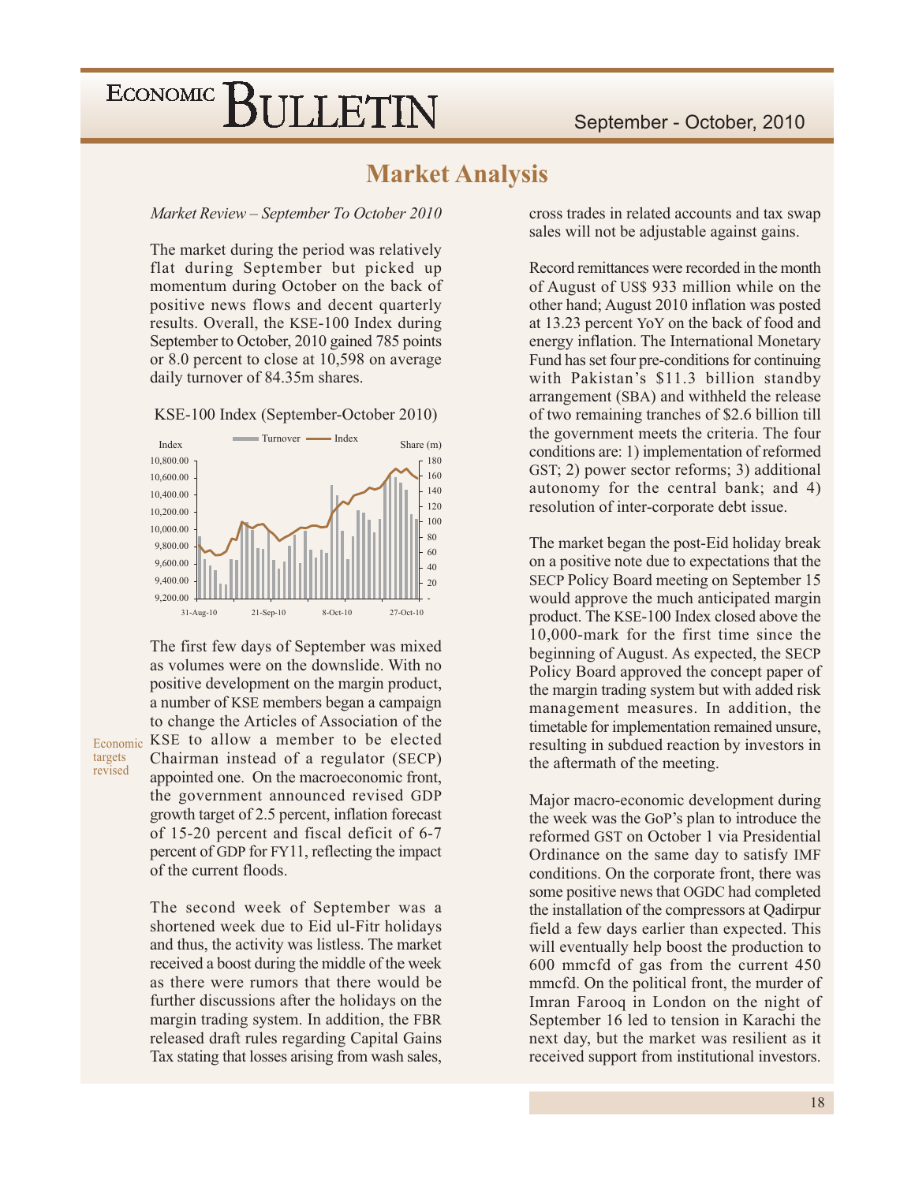## Market Analysis

*Market Review – September To October 2010*

The market during the period was relatively flat during September but picked up momentum during October on the back of positive news flows and decent quarterly results. Overall, the KSE-100 Index during September to October, 2010 gained 785 points or 8.0 percent to close at 10,598 on average daily turnover of 84.35m shares.

KSE-100 Index (September-October 2010)

The first few days of September was mixed as volumes were on the downslide. With no positive development on the margin product, a number of KSE members began a campaign to change the Articles of Association of the KSE to allow a member to be elected Chairman instead of a regulator (SECP) appointed one. On the macroeconomic front, the government announced revised GDP growth target of 2.5 percent, inflation forecast of 15-20 percent and fiscal deficit of 6-7 percent of GDP for FY11, reflecting the impact of the current floods.

Economic targets revised

The second week of September was a shortened week due to Eid ul-Fitr holidays and thus, the activity was listless. The market received a boost during the middle of the week as there were rumors that there would be further discussions after the holidays on the margin trading system. In addition, the FBR released draft rules regarding Capital Gains Tax stating that losses arising from wash sales, cross trades in related accounts and tax swap sales will not be adjustable against gains.

Record remittances were recorded in the month of August of US$ 933 million while on the other hand; August 2010 inflation was posted at 13.23 percent YoY on the back of food and energy inflation. The International Monetary Fund has set four pre-conditions for continuing with Pakistan's $11.3 billion standby arrangement (SBA) and withheld the release of two remaining tranches of $2.6 billion till the government meets the criteria. The four conditions are: 1) implementation of reformed GST; 2) power sector reforms; 3) additional autonomy for the central bank; and 4) resolution of inter-corporate debt issue.

The market began the post-Eid holiday break on a positive note due to expectations that the SECP Policy Board meeting on September 15 would approve the much anticipated margin product. The KSE-100 Index closed above the 10,000-mark for the first time since the beginning of August. As expected, the SECP Policy Board approved the concept paper of the margin trading system but with added risk management measures. In addition, the timetable for implementation remained unsure, resulting in subdued reaction by investors in the aftermath of the meeting.

Major macro-economic development during the week was the GoP's plan to introduce the reformed GST on October 1 via Presidential Ordinance on the same day to satisfy IMF conditions. On the corporate front, there was some positive news that OGDC had completed the installation of the compressors at Qadirpur field a few days earlier than expected. This will eventually help boost the production to 600 mmcfd of gas from the current 450 mmcfd. On the political front, the murder of Imran Farooq in London on the night of September 16 led to tension in Karachi the next day, but the market was resilient as it received support from institutional investors.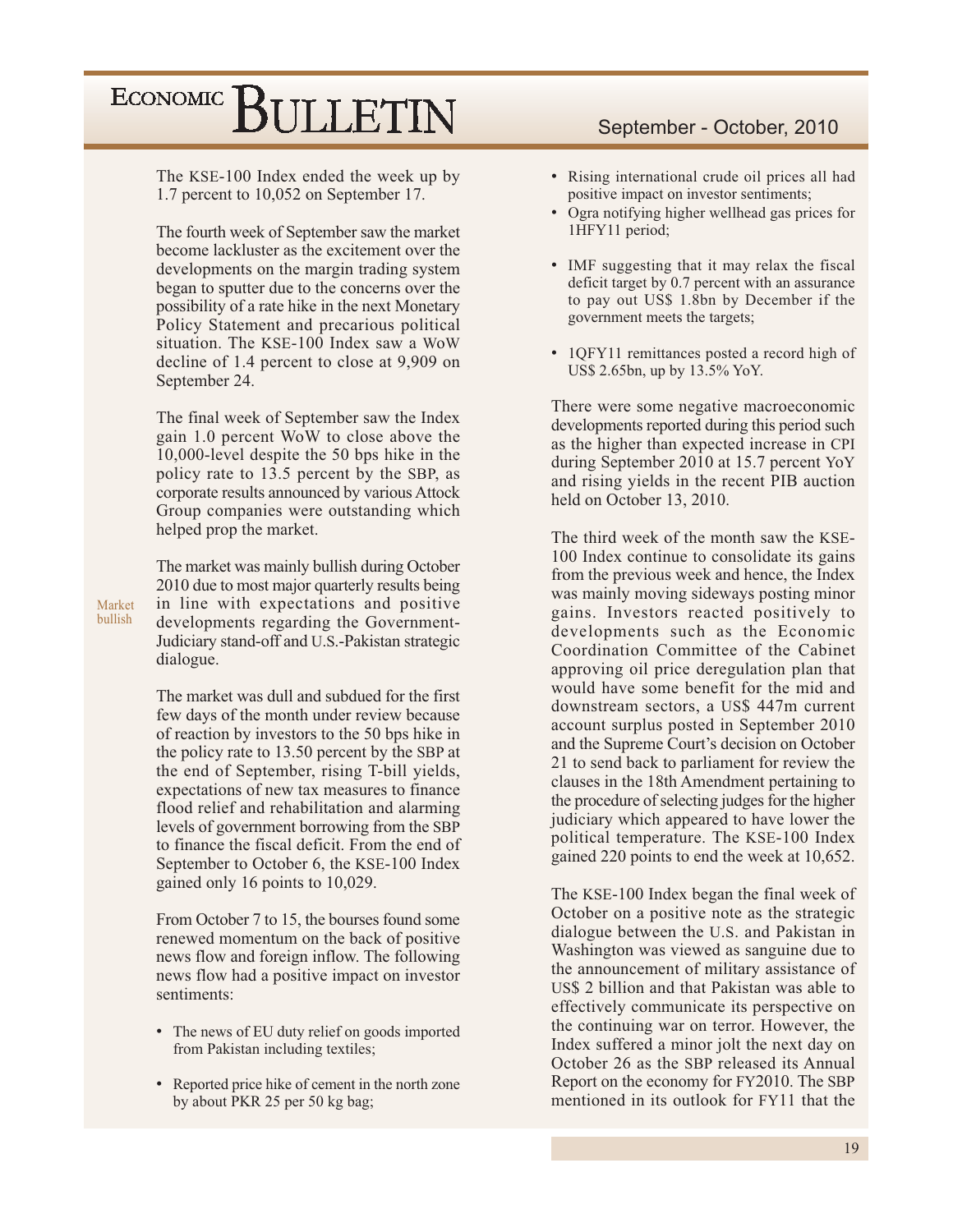The KSE-100 Index ended the week up by 1.7 percent to 10,052 on September 17.

The fourth week of September saw the market become lackluster as the excitement over the developments on the margin trading system began to sputter due to the concerns over the possibility of a rate hike in the next Monetary Policy Statement and precarious political situation. The KSE-100 Index saw a WoW decline of 1.4 percent to close at 9,909 on September 24.

The final week of September saw the Index gain 1.0 percent WoW to close above the 10,000-level despite the 50 bps hike in the policy rate to 13.5 percent by the SBP, as corporate results announced by various Attock Group companies were outstanding which helped prop the market.

Market bullish

The market was mainly bullish during October 2010 due to most major quarterly results being in line with expectations and positive developments regarding the Government-Judiciary stand-off and U.S.-Pakistan strategic dialogue.

The market was dull and subdued for the first few days of the month under review because of reaction by investors to the 50 bps hike in the policy rate to 13.50 percent by the SBP at the end of September, rising T-bill yields, expectations of new tax measures to finance flood relief and rehabilitation and alarming levels of government borrowing from the SBP to finance the fiscal deficit. From the end of September to October 6, the KSE-100 Index gained only 16 points to 10,029.

From October 7 to 15, the bourses found some renewed momentum on the back of positive news flow and foreign inflow. The following news flow had a positive impact on investor sentiments:

- The news of EU duty relief on goods imported from Pakistan including textiles;
- Reported price hike of cement in the north zone by about PKR 25 per 50 kg bag;
- Rising international crude oil prices all had positive impact on investor sentiments;
- Ogra notifying higher wellhead gas prices for 1HFY11 period;
- IMF suggesting that it may relax the fiscal deficit target by 0.7 percent with an assurance to pay out US$ 1.8bn by December if the government meets the targets;
- 1QFY11 remittances posted a record high of US$ 2.65bn, up by 13.5% YoY.

There were some negative macroeconomic developments reported during this period such as the higher than expected increase in CPI during September 2010 at 15.7 percent YoY and rising yields in the recent PIB auction held on October 13, 2010.

The third week of the month saw the KSE-100 Index continue to consolidate its gains from the previous week and hence, the Index was mainly moving sideways posting minor gains. Investors reacted positively to developments such as the Economic Coordination Committee of the Cabinet approving oil price deregulation plan that would have some benefit for the mid and downstream sectors, a US$ 447m current account surplus posted in September 2010 and the Supreme Court's decision on October 21 to send back to parliament for review the clauses in the 18th Amendment pertaining to the procedure of selecting judges for the higher judiciary which appeared to have lower the political temperature. The KSE-100 Index gained 220 points to end the week at 10,652.

The KSE-100 Index began the final week of October on a positive note as the strategic dialogue between the U.S. and Pakistan in Washington was viewed as sanguine due to the announcement of military assistance of US$ 2 billion and that Pakistan was able to effectively communicate its perspective on the continuing war on terror. However, the Index suffered a minor jolt the next day on October 26 as the SBP released its Annual Report on the economy for FY2010. The SBP mentioned in its outlook for FY11 that the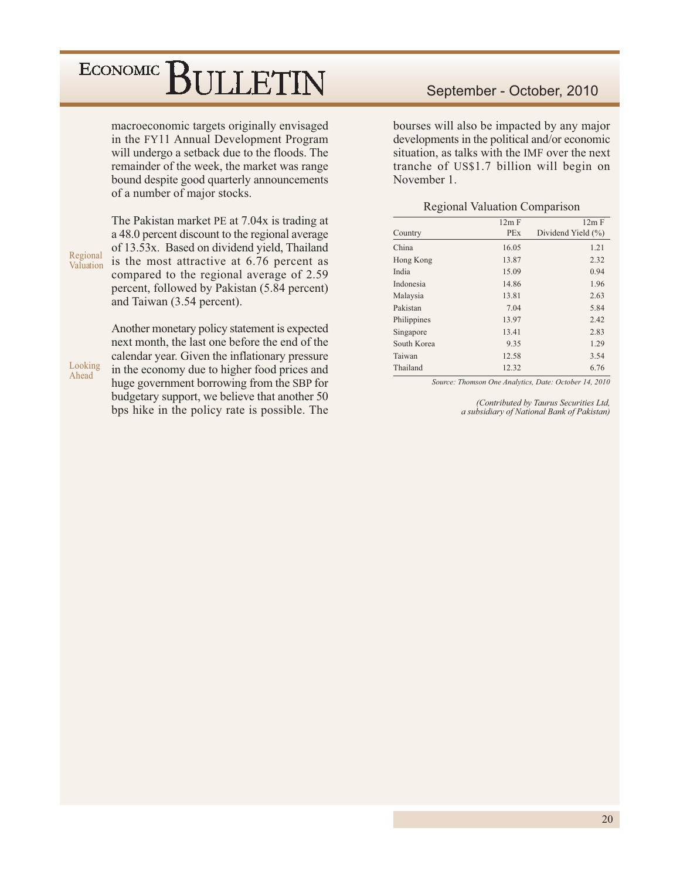macroeconomic targets originally envisaged in the FY11 Annual Development Program will undergo a setback due to the floods. The remainder of the week, the market was range bound despite good quarterly announcements of a number of major stocks.

**Regional Valuation**

The Pakistan market PE at 7.04x is trading at a 48.0 percent discount to the regional average of 13.53x. Based on dividend yield, Thailand is the most attractive at 6.76 percent as compared to the regional average of 2.59 percent, followed by Pakistan (5.84 percent) and Taiwan (3.54 percent).

**Looking Ahead**

Another monetary policy statement is expected next month, the last one before the end of the calendar year. Given the inflationary pressure in the economy due to higher food prices and huge government borrowing from the SBP for budgetary support, we believe that another 50 bps hike in the policy rate is possible. The bourses will also be impacted by any major developments in the political and/or economic situation, as talks with the IMF over the next tranche of US$1.7 billion will begin on November 1.

Regional Valuation Comparison

| Country | 12m F PEx | 12m F Dividend Yield (%) |
|---|---|---|
| China | 16.05 | 1.21 |
| Hong Kong | 13.87 | 2.32 |
| India | 15.09 | 0.94 |
| Indonesia | 14.86 | 1.96 |
| Malaysia | 13.81 | 2.63 |
| Pakistan | 7.04 | 5.84 |
| Philippines | 13.97 | 2.42 |
| Singapore | 13.41 | 2.83 |
| South Korea | 9.35 | 1.29 |
| Taiwan | 12.58 | 3.54 |
| Thailand | 12.32 | 6.76 |

*Source: Thomson One Analytics, Date: October 14, 2010*

*(Contributed by Taurus Securities Ltd, a subsidiary of National Bank of Pakistan)*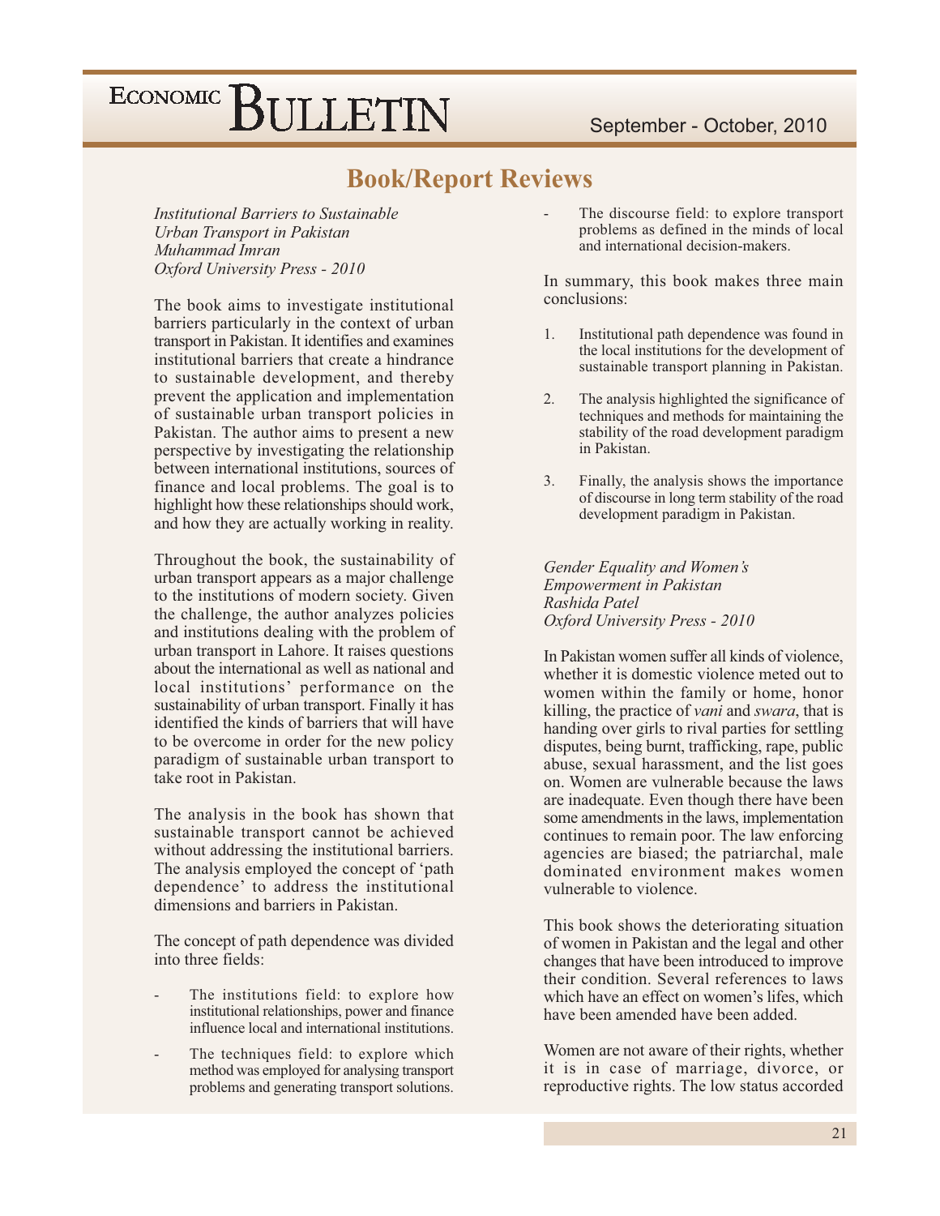# Book/Report Reviews

*Institutional Barriers to Sustainable Urban Transport in Pakistan*
*Muhammad Imran*
*Oxford University Press - 2010*

The book aims to investigate institutional barriers particularly in the context of urban transport in Pakistan. It identifies and examines institutional barriers that create a hindrance to sustainable development, and thereby prevent the application and implementation of sustainable urban transport policies in Pakistan. The author aims to present a new perspective by investigating the relationship between international institutions, sources of finance and local problems. The goal is to highlight how these relationships should work, and how they are actually working in reality.

Throughout the book, the sustainability of urban transport appears as a major challenge to the institutions of modern society. Given the challenge, the author analyzes policies and institutions dealing with the problem of urban transport in Lahore. It raises questions about the international as well as national and local institutions' performance on the sustainability of urban transport. Finally it has identified the kinds of barriers that will have to be overcome in order for the new policy paradigm of sustainable urban transport to take root in Pakistan.

The analysis in the book has shown that sustainable transport cannot be achieved without addressing the institutional barriers. The analysis employed the concept of 'path dependence' to address the institutional dimensions and barriers in Pakistan.

The concept of path dependence was divided into three fields:

- The institutions field: to explore how institutional relationships, power and finance influence local and international institutions.
- The techniques field: to explore which method was employed for analysing transport problems and generating transport solutions.
- The discourse field: to explore transport problems as defined in the minds of local and international decision-makers.

In summary, this book makes three main conclusions:

1. Institutional path dependence was found in the local institutions for the development of sustainable transport planning in Pakistan.
2. The analysis highlighted the significance of techniques and methods for maintaining the stability of the road development paradigm in Pakistan.
3. Finally, the analysis shows the importance of discourse in long term stability of the road development paradigm in Pakistan.

*Gender Equality and Women's Empowerment in Pakistan*
*Rashida Patel*
*Oxford University Press - 2010*

In Pakistan women suffer all kinds of violence, whether it is domestic violence meted out to women within the family or home, honor killing, the practice of *vani* and *swara*, that is handing over girls to rival parties for settling disputes, being burnt, trafficking, rape, public abuse, sexual harassment, and the list goes on. Women are vulnerable because the laws are inadequate. Even though there have been some amendments in the laws, implementation continues to remain poor. The law enforcing agencies are biased; the patriarchal, male dominated environment makes women vulnerable to violence.

This book shows the deteriorating situation of women in Pakistan and the legal and other changes that have been introduced to improve their condition. Several references to laws which have an effect on women's lifes, which have been amended have been added.

Women are not aware of their rights, whether it is in case of marriage, divorce, or reproductive rights. The low status accorded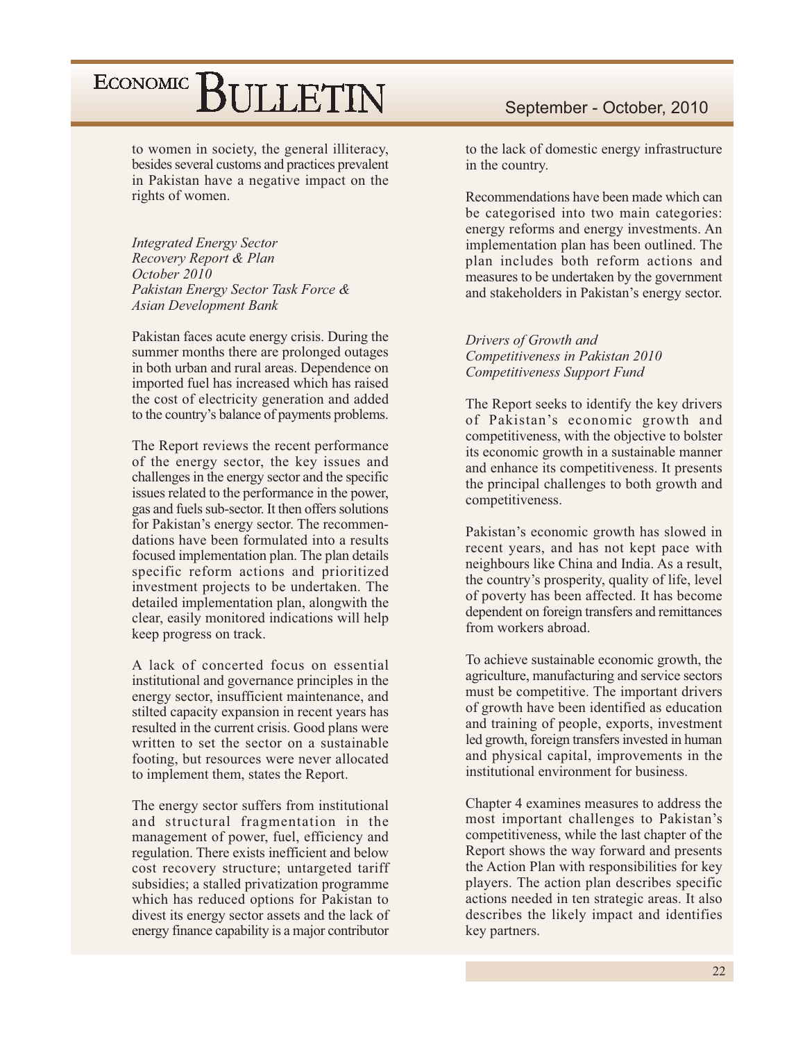to women in society, the general illiteracy, besides several customs and practices prevalent in Pakistan have a negative impact on the rights of women.

*Integrated Energy Sector Recovery Report & Plan*
*October 2010*
*Pakistan Energy Sector Task Force & Asian Development Bank*

Pakistan faces acute energy crisis. During the summer months there are prolonged outages in both urban and rural areas. Dependence on imported fuel has increased which has raised the cost of electricity generation and added to the country's balance of payments problems.

The Report reviews the recent performance of the energy sector, the key issues and challenges in the energy sector and the specific issues related to the performance in the power, gas and fuels sub-sector. It then offers solutions for Pakistan's energy sector. The recommendations have been formulated into a results focused implementation plan. The plan details specific reform actions and prioritized investment projects to be undertaken. The detailed implementation plan, alongwith the clear, easily monitored indications will help keep progress on track.

A lack of concerted focus on essential institutional and governance principles in the energy sector, insufficient maintenance, and stilted capacity expansion in recent years has resulted in the current crisis. Good plans were written to set the sector on a sustainable footing, but resources were never allocated to implement them, states the Report.

The energy sector suffers from institutional and structural fragmentation in the management of power, fuel, efficiency and regulation. There exists inefficient and below cost recovery structure; untargeted tariff subsidies; a stalled privatization programme which has reduced options for Pakistan to divest its energy sector assets and the lack of energy finance capability is a major contributor to the lack of domestic energy infrastructure in the country.

Recommendations have been made which can be categorised into two main categories: energy reforms and energy investments. An implementation plan has been outlined. The plan includes both reform actions and measures to be undertaken by the government and stakeholders in Pakistan's energy sector.

*Drivers of Growth and Competitiveness in Pakistan 2010*
*Competitiveness Support Fund*

The Report seeks to identify the key drivers of Pakistan's economic growth and competitiveness, with the objective to bolster its economic growth in a sustainable manner and enhance its competitiveness. It presents the principal challenges to both growth and competitiveness.

Pakistan's economic growth has slowed in recent years, and has not kept pace with neighbours like China and India. As a result, the country's prosperity, quality of life, level of poverty has been affected. It has become dependent on foreign transfers and remittances from workers abroad.

To achieve sustainable economic growth, the agriculture, manufacturing and service sectors must be competitive. The important drivers of growth have been identified as education and training of people, exports, investment led growth, foreign transfers invested in human and physical capital, improvements in the institutional environment for business.

Chapter 4 examines measures to address the most important challenges to Pakistan's competitiveness, while the last chapter of the Report shows the way forward and presents the Action Plan with responsibilities for key players. The action plan describes specific actions needed in ten strategic areas. It also describes the likely impact and identifies key partners.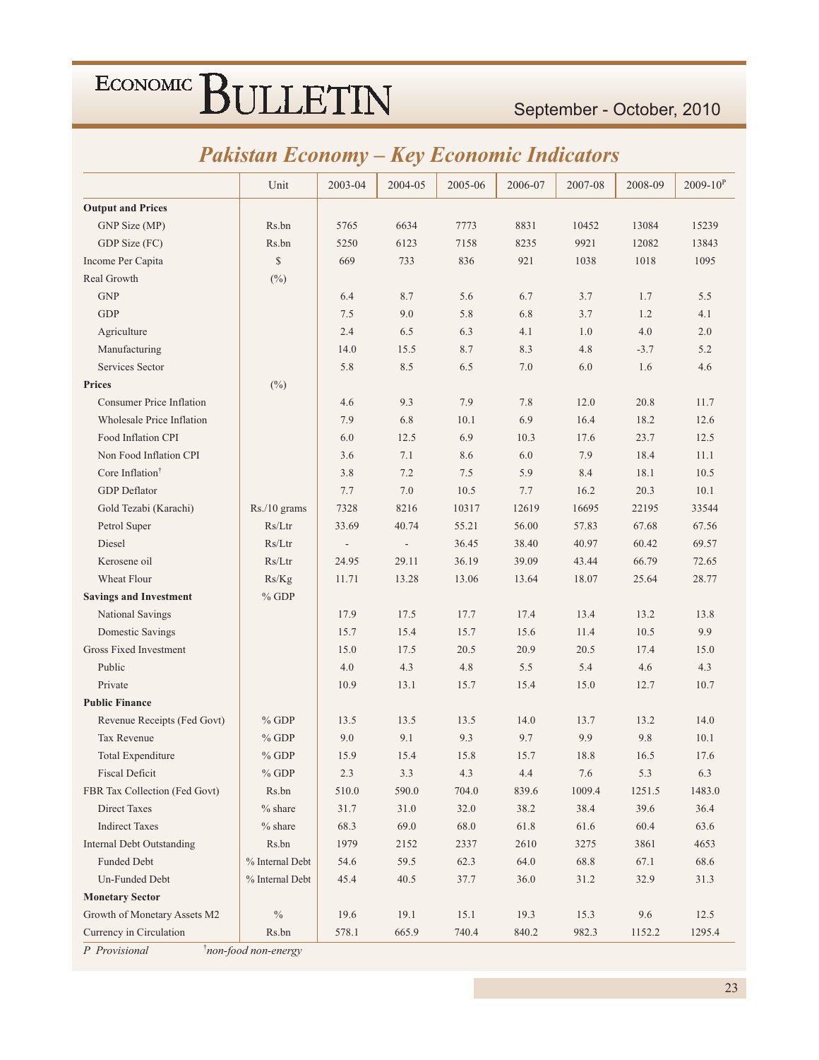## Pakistan Economy – Key Economic Indicators

| | Unit | 2003-04 | 2004-05 | 2005-06 | 2006-07 | 2007-08 | 2008-09 | 2009-10[P] |
|---|---|---|---|---|---|---|---|---|
| **Output and Prices** | | | | | | | | |
| GNP Size (MP) | Rs.bn | 5765 | 6634 | 7773 | 8831 | 10452 | 13084 | 15239 |
| GDP Size (FC) | Rs.bn | 5250 | 6123 | 7158 | 8235 | 9921 | 12082 | 13843 |
| Income Per Capita | $ | 669 | 733 | 836 | 921 | 1038 | 1018 | 1095 |
| Real Growth | (%) | | | | | | | |
| GNP | | 6.4 | 8.7 | 5.6 | 6.7 | 3.7 | 1.7 | 5.5 |
| GDP | | 7.5 | 9.0 | 5.8 | 6.8 | 3.7 | 1.2 | 4.1 |
| Agriculture | | 2.4 | 6.5 | 6.3 | 4.1 | 1.0 | 4.0 | 2.0 |
| Manufacturing | | 14.0 | 15.5 | 8.7 | 8.3 | 4.8 | -3.7 | 5.2 |
| Services Sector | | 5.8 | 8.5 | 6.5 | 7.0 | 6.0 | 1.6 | 4.6 |
| **Prices** | (%) | | | | | | | |
| Consumer Price Inflation | | 4.6 | 9.3 | 7.9 | 7.8 | 12.0 | 20.8 | 11.7 |
| Wholesale Price Inflation | | 7.9 | 6.8 | 10.1 | 6.9 | 16.4 | 18.2 | 12.6 |
| Food Inflation CPI | | 6.0 | 12.5 | 6.9 | 10.3 | 17.6 | 23.7 | 12.5 |
| Non Food Inflation CPI | | 3.6 | 7.1 | 8.6 | 6.0 | 7.9 | 18.4 | 11.1 |
| Core Inflation[†] | | 3.8 | 7.2 | 7.5 | 5.9 | 8.4 | 18.1 | 10.5 |
| GDP Deflator | | 7.7 | 7.0 | 10.5 | 7.7 | 16.2 | 20.3 | 10.1 |
| Gold Tezabi (Karachi) | Rs./10 grams | 7328 | 8216 | 10317 | 12619 | 16695 | 22195 | 33544 |
| Petrol Super | Rs/Ltr | 33.69 | 40.74 | 55.21 | 56.00 | 57.83 | 67.68 | 67.56 |
| Diesel | Rs/Ltr | - | - | 36.45 | 38.40 | 40.97 | 60.42 | 69.57 |
| Kerosene oil | Rs/Ltr | 24.95 | 29.11 | 36.19 | 39.09 | 43.44 | 66.79 | 72.65 |
| Wheat Flour | Rs/Kg | 11.71 | 13.28 | 13.06 | 13.64 | 18.07 | 25.64 | 28.77 |
| **Savings and Investment** | % GDP | | | | | | | |
| National Savings | | 17.9 | 17.5 | 17.7 | 17.4 | 13.4 | 13.2 | 13.8 |
| Domestic Savings | | 15.7 | 15.4 | 15.7 | 15.6 | 11.4 | 10.5 | 9.9 |
| Gross Fixed Investment | | 15.0 | 17.5 | 20.5 | 20.9 | 20.5 | 17.4 | 15.0 |
| Public | | 4.0 | 4.3 | 4.8 | 5.5 | 5.4 | 4.6 | 4.3 |
| Private | | 10.9 | 13.1 | 15.7 | 15.4 | 15.0 | 12.7 | 10.7 |
| **Public Finance** | | | | | | | | |
| Revenue Receipts (Fed Govt) | % GDP | 13.5 | 13.5 | 13.5 | 14.0 | 13.7 | 13.2 | 14.0 |
| Tax Revenue | % GDP | 9.0 | 9.1 | 9.3 | 9.7 | 9.9 | 9.8 | 10.1 |
| Total Expenditure | % GDP | 15.9 | 15.4 | 15.8 | 15.7 | 18.8 | 16.5 | 17.6 |
| Fiscal Deficit | % GDP | 2.3 | 3.3 | 4.3 | 4.4 | 7.6 | 5.3 | 6.3 |
| FBR Tax Collection (Fed Govt) | Rs.bn | 510.0 | 590.0 | 704.0 | 839.6 | 1009.4 | 1251.5 | 1483.0 |
| Direct Taxes | % share | 31.7 | 31.0 | 32.0 | 38.2 | 38.4 | 39.6 | 36.4 |
| Indirect Taxes | % share | 68.3 | 69.0 | 68.0 | 61.8 | 61.6 | 60.4 | 63.6 |
| Internal Debt Outstanding | Rs.bn | 1979 | 2152 | 2337 | 2610 | 3275 | 3861 | 4653 |
| Funded Debt | % Internal Debt | 54.6 | 59.5 | 62.3 | 64.0 | 68.8 | 67.1 | 68.6 |
| Un-Funded Debt | % Internal Debt | 45.4 | 40.5 | 37.7 | 36.0 | 31.2 | 32.9 | 31.3 |
| **Monetary Sector** | | | | | | | | |
| Growth of Monetary Assets M2 | % | 19.6 | 19.1 | 15.1 | 19.3 | 15.3 | 9.6 | 12.5 |
| Currency in Circulation | Rs.bn | 578.1 | 665.9 | 740.4 | 840.2 | 982.3 | 1152.2 | 1295.4 |

*P Provisional* &nbsp;&nbsp;&nbsp; [†]*non-food non-energy*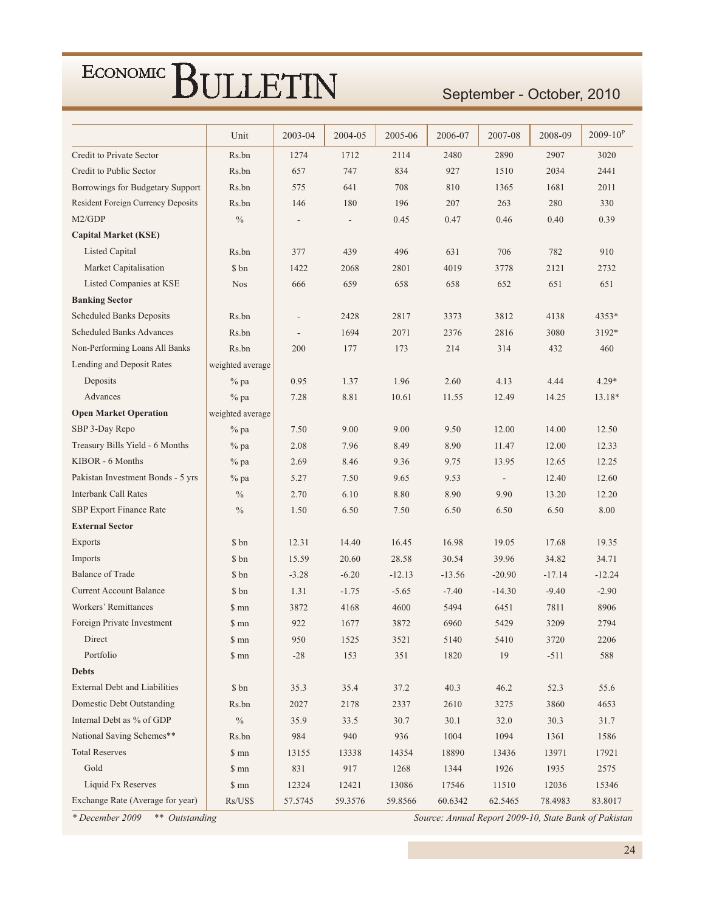| | Unit | 2003-04 | 2004-05 | 2005-06 | 2006-07 | 2007-08 | 2008-09 | 2009-10[P] |
|---|---|---|---|---|---|---|---|---|
| Credit to Private Sector | Rs.bn | 1274 | 1712 | 2114 | 2480 | 2890 | 2907 | 3020 |
| Credit to Public Sector | Rs.bn | 657 | 747 | 834 | 927 | 1510 | 2034 | 2441 |
| Borrowings for Budgetary Support | Rs.bn | 575 | 641 | 708 | 810 | 1365 | 1681 | 2011 |
| Resident Foreign Currency Deposits | Rs.bn | 146 | 180 | 196 | 207 | 263 | 280 | 330 |
| M2/GDP | % | - | - | 0.45 | 0.47 | 0.46 | 0.40 | 0.39 |
| **Capital Market (KSE)** | | | | | | | | |
| Listed Capital | Rs.bn | 377 | 439 | 496 | 631 | 706 | 782 | 910 |
| Market Capitalisation | $ bn | 1422 | 2068 | 2801 | 4019 | 3778 | 2121 | 2732 |
| Listed Companies at KSE | Nos | 666 | 659 | 658 | 658 | 652 | 651 | 651 |
| **Banking Sector** | | | | | | | | |
| Scheduled Banks Deposits | Rs.bn | - | 2428 | 2817 | 3373 | 3812 | 4138 | 4353* |
| Scheduled Banks Advances | Rs.bn | - | 1694 | 2071 | 2376 | 2816 | 3080 | 3192* |
| Non-Performing Loans All Banks | Rs.bn | 200 | 177 | 173 | 214 | 314 | 432 | 460 |
| Lending and Deposit Rates | weighted average | | | | | | | |
| Deposits | % pa | 0.95 | 1.37 | 1.96 | 2.60 | 4.13 | 4.44 | 4.29* |
| Advances | % pa | 7.28 | 8.81 | 10.61 | 11.55 | 12.49 | 14.25 | 13.18* |
| **Open Market Operation** | weighted average | | | | | | | |
| SBP 3-Day Repo | % pa | 7.50 | 9.00 | 9.00 | 9.50 | 12.00 | 14.00 | 12.50 |
| Treasury Bills Yield - 6 Months | % pa | 2.08 | 7.96 | 8.49 | 8.90 | 11.47 | 12.00 | 12.33 |
| KIBOR - 6 Months | % pa | 2.69 | 8.46 | 9.36 | 9.75 | 13.95 | 12.65 | 12.25 |
| Pakistan Investment Bonds - 5 yrs | % pa | 5.27 | 7.50 | 9.65 | 9.53 | - | 12.40 | 12.60 |
| Interbank Call Rates | % | 2.70 | 6.10 | 8.80 | 8.90 | 9.90 | 13.20 | 12.20 |
| SBP Export Finance Rate | % | 1.50 | 6.50 | 7.50 | 6.50 | 6.50 | 6.50 | 8.00 |
| **External Sector** | | | | | | | | |
| Exports | $ bn | 12.31 | 14.40 | 16.45 | 16.98 | 19.05 | 17.68 | 19.35 |
| Imports | $ bn | 15.59 | 20.60 | 28.58 | 30.54 | 39.96 | 34.82 | 34.71 |
| Balance of Trade | $ bn | -3.28 | -6.20 | -12.13 | -13.56 | -20.90 | -17.14 | -12.24 |
| Current Account Balance | $ bn | 1.31 | -1.75 | -5.65 | -7.40 | -14.30 | -9.40 | -2.90 |
| Workers' Remittances | $ mn | 3872 | 4168 | 4600 | 5494 | 6451 | 7811 | 8906 |
| Foreign Private Investment | $ mn | 922 | 1677 | 3872 | 6960 | 5429 | 3209 | 2794 |
| Direct | $ mn | 950 | 1525 | 3521 | 5140 | 5410 | 3720 | 2206 |
| Portfolio | $ mn | -28 | 153 | 351 | 1820 | 19 | -511 | 588 |
| **Debts** | | | | | | | | |
| External Debt and Liabilities | $ bn | 35.3 | 35.4 | 37.2 | 40.3 | 46.2 | 52.3 | 55.6 |
| Domestic Debt Outstanding | Rs.bn | 2027 | 2178 | 2337 | 2610 | 3275 | 3860 | 4653 |
| Internal Debt as % of GDP | % | 35.9 | 33.5 | 30.7 | 30.1 | 32.0 | 30.3 | 31.7 |
| National Saving Schemes** | Rs.bn | 984 | 940 | 936 | 1004 | 1094 | 1361 | 1586 |
| Total Reserves | $ mn | 13155 | 13338 | 14354 | 18890 | 13436 | 13971 | 17921 |
| Gold | $ mn | 831 | 917 | 1268 | 1344 | 1926 | 1935 | 2575 |
| Liquid Fx Reserves | $ mn | 12324 | 12421 | 13086 | 17546 | 11510 | 12036 | 15346 |
| Exchange Rate (Average for year) | Rs/US$ | 57.5745 | 59.3576 | 59.8566 | 60.6342 | 62.5465 | 78.4983 | 83.8017 |

*\* December 2009 \*\* Outstanding*

*Source: Annual Report 2009-10, State Bank of Pakistan*